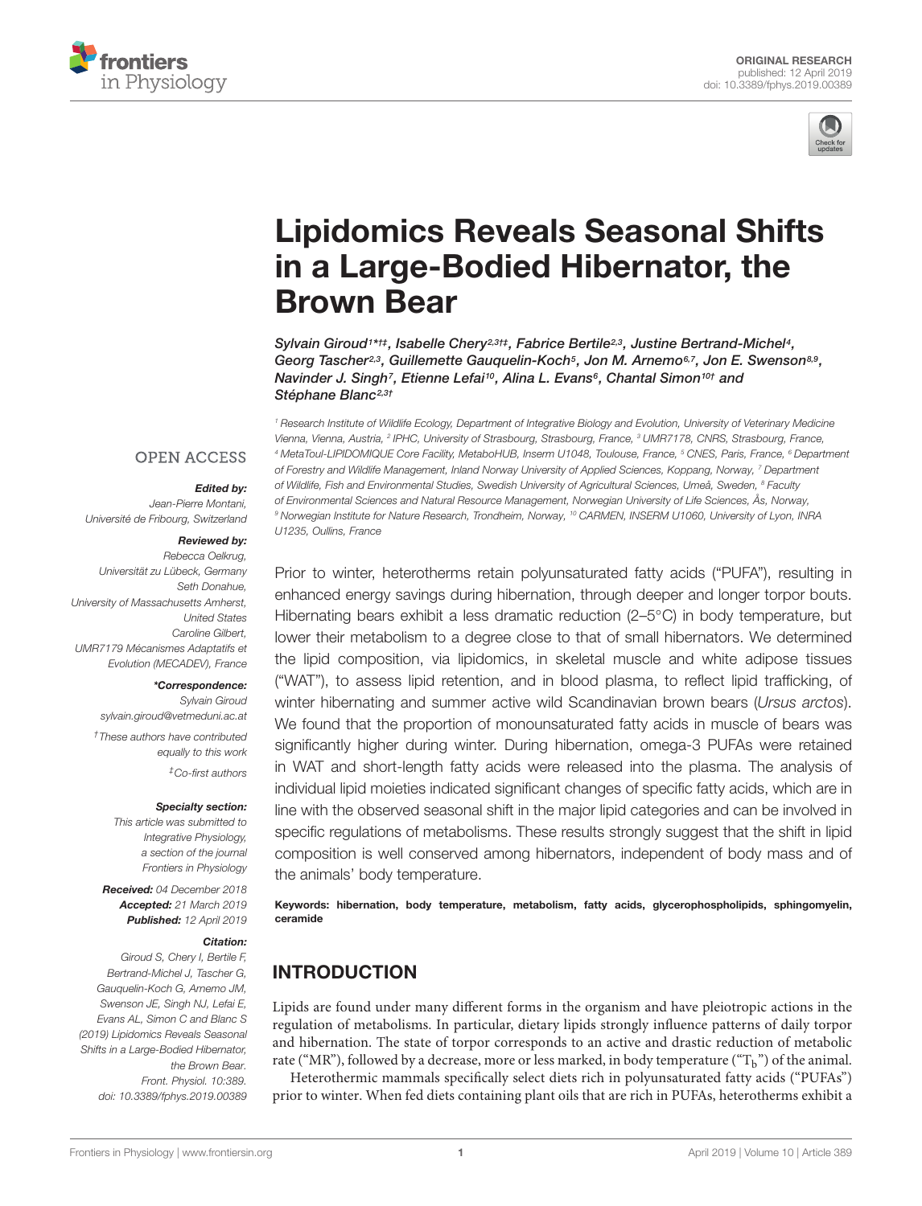ORIGINAL RESEARCH
published: 12 April 2019
doi: 10.3389/fphys.2019.00389

# Lipidomics Reveals Seasonal Shifts in a Large-Bodied Hibernator, the Brown Bear

*Sylvain Giroud[1*†‡], Isabelle Chery[2,3†‡], Fabrice Bertile[2,3], Justine Bertrand-Michel[4], Georg Tascher[2,3], Guillemette Gauquelin-Koch[5], Jon M. Arnemo[6,7], Jon E. Swenson[8,9], Navinder J. Singh[7], Etienne Lefai[10], Alina L. Evans[6], Chantal Simon[10†] and Stéphane Blanc[2,3†]*

[1] Research Institute of Wildlife Ecology, Department of Integrative Biology and Evolution, University of Veterinary Medicine Vienna, Vienna, Austria, [2] IPHC, University of Strasbourg, Strasbourg, France, [3] UMR7178, CNRS, Strasbourg, France, [4] MetaToul-LIPIDOMIQUE Core Facility, MetaboHUB, Inserm U1048, Toulouse, France, [5] CNES, Paris, France, [6] Department of Forestry and Wildlife Management, Inland Norway University of Applied Sciences, Koppang, Norway, [7] Department of Wildlife, Fish and Environmental Studies, Swedish University of Agricultural Sciences, Umeå, Sweden, [8] Faculty of Environmental Sciences and Natural Resource Management, Norwegian University of Life Sciences, Ås, Norway, [9] Norwegian Institute for Nature Research, Trondheim, Norway, [10] CARMEN, INSERM U1060, University of Lyon, INRA U1235, Oullins, France

OPEN ACCESS

**Edited by:**
Jean-Pierre Montani, Université de Fribourg, Switzerland

**Reviewed by:**
Rebecca Oelkrug, Universität zu Lübeck, Germany
Seth Donahue, University of Massachusetts Amherst, United States
Caroline Gilbert, UMR7179 Mécanismes Adaptatifs et Evolution (MECADEV), France

***Correspondence:**
Sylvain Giroud
sylvain.giroud@vetmeduni.ac.at

†These authors have contributed equally to this work

‡Co-first authors

**Specialty section:**
This article was submitted to Integrative Physiology, a section of the journal Frontiers in Physiology

**Received:** 04 December 2018
**Accepted:** 21 March 2019
**Published:** 12 April 2019

**Citation:**
Giroud S, Chery I, Bertile F, Bertrand-Michel J, Tascher G, Gauquelin-Koch G, Arnemo JM, Swenson JE, Singh NJ, Lefai E, Evans AL, Simon C and Blanc S (2019) Lipidomics Reveals Seasonal Shifts in a Large-Bodied Hibernator, the Brown Bear. Front. Physiol. 10:389. doi: 10.3389/fphys.2019.00389

Prior to winter, heterotherms retain polyunsaturated fatty acids ("PUFA"), resulting in enhanced energy savings during hibernation, through deeper and longer torpor bouts. Hibernating bears exhibit a less dramatic reduction (2–5°C) in body temperature, but lower their metabolism to a degree close to that of small hibernators. We determined the lipid composition, via lipidomics, in skeletal muscle and white adipose tissues ("WAT"), to assess lipid retention, and in blood plasma, to reflect lipid trafficking, of winter hibernating and summer active wild Scandinavian brown bears (*Ursus arctos*). We found that the proportion of monounsaturated fatty acids in muscle of bears was significantly higher during winter. During hibernation, omega-3 PUFAs were retained in WAT and short-length fatty acids were released into the plasma. The analysis of individual lipid moieties indicated significant changes of specific fatty acids, which are in line with the observed seasonal shift in the major lipid categories and can be involved in specific regulations of metabolisms. These results strongly suggest that the shift in lipid composition is well conserved among hibernators, independent of body mass and of the animals' body temperature.

**Keywords:** hibernation, body temperature, metabolism, fatty acids, glycerophospholipids, sphingomyelin, ceramide

## INTRODUCTION

Lipids are found under many different forms in the organism and have pleiotropic actions in the regulation of metabolisms. In particular, dietary lipids strongly influence patterns of daily torpor and hibernation. The state of torpor corresponds to an active and drastic reduction of metabolic rate ("MR"), followed by a decrease, more or less marked, in body temperature ("$T_b$") of the animal.

Heterothermic mammals specifically select diets rich in polyunsaturated fatty acids ("PUFAs") prior to winter. When fed diets containing plant oils that are rich in PUFAs, heterotherms exhibit a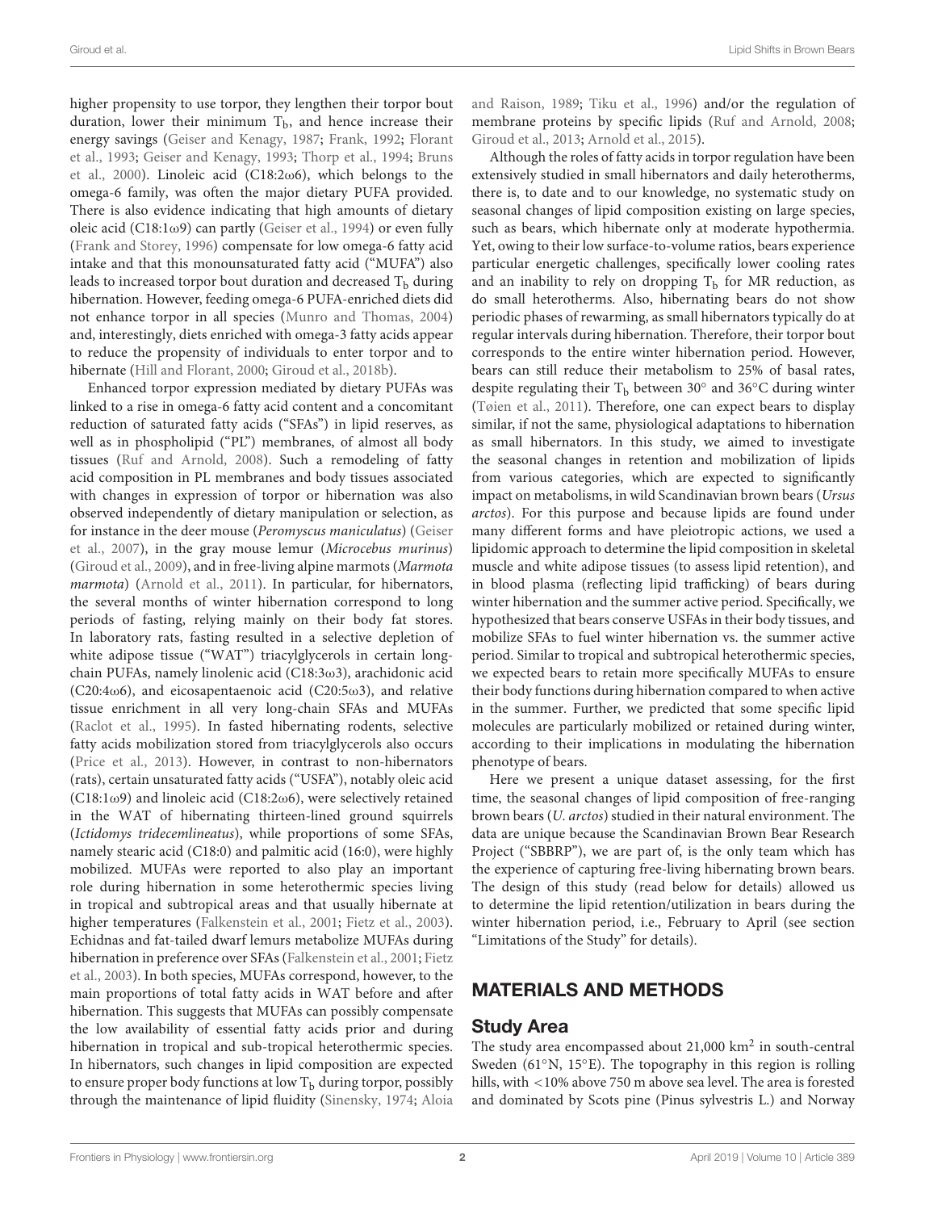higher propensity to use torpor, they lengthen their torpor bout duration, lower their minimum $T_b$, and hence increase their energy savings (Geiser and Kenagy, 1987; Frank, 1992; Florant et al., 1993; Geiser and Kenagy, 1993; Thorp et al., 1994; Bruns et al., 2000). Linoleic acid (C18:2ω6), which belongs to the omega-6 family, was often the major dietary PUFA provided. There is also evidence indicating that high amounts of dietary oleic acid (C18:1ω9) can partly (Geiser et al., 1994) or even fully (Frank and Storey, 1996) compensate for low omega-6 fatty acid intake and that this monounsaturated fatty acid ("MUFA") also leads to increased torpor bout duration and decreased $T_b$ during hibernation. However, feeding omega-6 PUFA-enriched diets did not enhance torpor in all species (Munro and Thomas, 2004) and, interestingly, diets enriched with omega-3 fatty acids appear to reduce the propensity of individuals to enter torpor and to hibernate (Hill and Florant, 2000; Giroud et al., 2018b).

Enhanced torpor expression mediated by dietary PUFAs was linked to a rise in omega-6 fatty acid content and a concomitant reduction of saturated fatty acids ("SFAs") in lipid reserves, as well as in phospholipid ("PL") membranes, of almost all body tissues (Ruf and Arnold, 2008). Such a remodeling of fatty acid composition in PL membranes and body tissues associated with changes in expression of torpor or hibernation was also observed independently of dietary manipulation or selection, as for instance in the deer mouse (*Peromyscus maniculatus*) (Geiser et al., 2007), in the gray mouse lemur (*Microcebus murinus*) (Giroud et al., 2009), and in free-living alpine marmots (*Marmota marmota*) (Arnold et al., 2011). In particular, for hibernators, the several months of winter hibernation correspond to long periods of fasting, relying mainly on their body fat stores. In laboratory rats, fasting resulted in a selective depletion of white adipose tissue ("WAT") triacylglycerols in certain long-chain PUFAs, namely linolenic acid (C18:3ω3), arachidonic acid (C20:4ω6), and eicosapentaenoic acid (C20:5ω3), and relative tissue enrichment in all very long-chain SFAs and MUFAs (Raclot et al., 1995). In fasted hibernating rodents, selective fatty acids mobilization stored from triacylglycerols also occurs (Price et al., 2013). However, in contrast to non-hibernators (rats), certain unsaturated fatty acids ("USFA"), notably oleic acid (C18:1ω9) and linoleic acid (C18:2ω6), were selectively retained in the WAT of hibernating thirteen-lined ground squirrels (*Ictidomys tridecemlineatus*), while proportions of some SFAs, namely stearic acid (C18:0) and palmitic acid (16:0), were highly mobilized. MUFAs were reported to also play an important role during hibernation in some heterothermic species living in tropical and subtropical areas and that usually hibernate at higher temperatures (Falkenstein et al., 2001; Fietz et al., 2003). Echidnas and fat-tailed dwarf lemurs metabolize MUFAs during hibernation in preference over SFAs (Falkenstein et al., 2001; Fietz et al., 2003). In both species, MUFAs correspond, however, to the main proportions of total fatty acids in WAT before and after hibernation. This suggests that MUFAs can possibly compensate the low availability of essential fatty acids prior and during hibernation in tropical and sub-tropical heterothermic species. In hibernators, such changes in lipid composition are expected to ensure proper body functions at low $T_b$ during torpor, possibly through the maintenance of lipid fluidity (Sinensky, 1974; Aloia and Raison, 1989; Tiku et al., 1996) and/or the regulation of membrane proteins by specific lipids (Ruf and Arnold, 2008; Giroud et al., 2013; Arnold et al., 2015).

Although the roles of fatty acids in torpor regulation have been extensively studied in small hibernators and daily heterotherms, there is, to date and to our knowledge, no systematic study on seasonal changes of lipid composition existing on large species, such as bears, which hibernate only at moderate hypothermia. Yet, owing to their low surface-to-volume ratios, bears experience particular energetic challenges, specifically lower cooling rates and an inability to rely on dropping $T_b$ for MR reduction, as do small heterotherms. Also, hibernating bears do not show periodic phases of rewarming, as small hibernators typically do at regular intervals during hibernation. Therefore, their torpor bout corresponds to the entire winter hibernation period. However, bears can still reduce their metabolism to 25% of basal rates, despite regulating their $T_b$ between 30° and 36°C during winter (Tøien et al., 2011). Therefore, one can expect bears to display similar, if not the same, physiological adaptations to hibernation as small hibernators. In this study, we aimed to investigate the seasonal changes in retention and mobilization of lipids from various categories, which are expected to significantly impact on metabolisms, in wild Scandinavian brown bears (*Ursus arctos*). For this purpose and because lipids are found under many different forms and have pleiotropic actions, we used a lipidomic approach to determine the lipid composition in skeletal muscle and white adipose tissues (to assess lipid retention), and in blood plasma (reflecting lipid trafficking) of bears during winter hibernation and the summer active period. Specifically, we hypothesized that bears conserve USFAs in their body tissues, and mobilize SFAs to fuel winter hibernation vs. the summer active period. Similar to tropical and subtropical heterothermic species, we expected bears to retain more specifically MUFAs to ensure their body functions during hibernation compared to when active in the summer. Further, we predicted that some specific lipid molecules are particularly mobilized or retained during winter, according to their implications in modulating the hibernation phenotype of bears.

Here we present a unique dataset assessing, for the first time, the seasonal changes of lipid composition of free-ranging brown bears (*U. arctos*) studied in their natural environment. The data are unique because the Scandinavian Brown Bear Research Project ("SBBRP"), we are part of, is the only team which has the experience of capturing free-living hibernating brown bears. The design of this study (read below for details) allowed us to determine the lipid retention/utilization in bears during the winter hibernation period, i.e., February to April (see section "Limitations of the Study" for details).

## MATERIALS AND METHODS

### Study Area

The study area encompassed about 21,000 km$^2$ in south-central Sweden (61°N, 15°E). The topography in this region is rolling hills, with <10% above 750 m above sea level. The area is forested and dominated by Scots pine (Pinus sylvestris L.) and Norway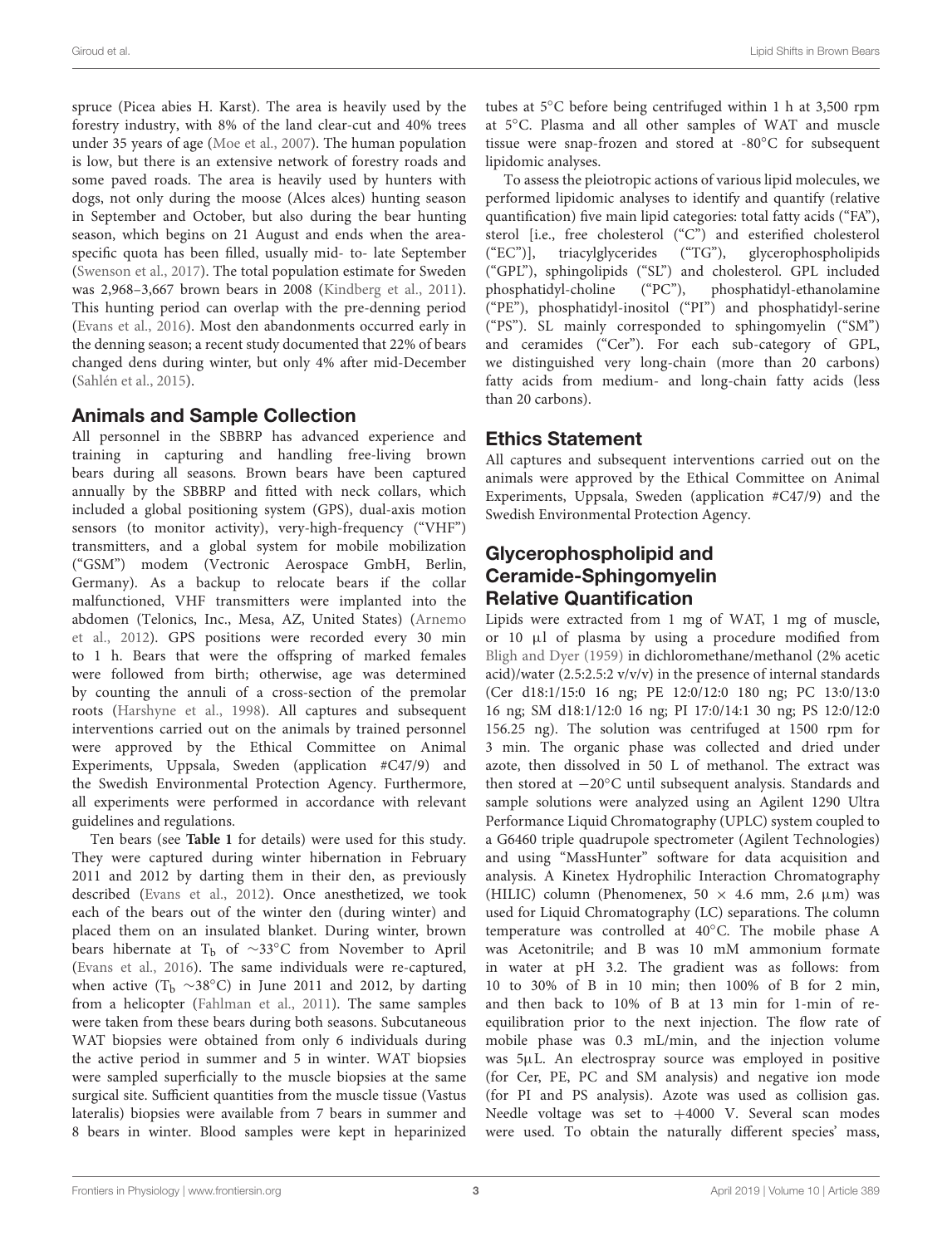spruce (Picea abies H. Karst). The area is heavily used by the forestry industry, with 8% of the land clear-cut and 40% trees under 35 years of age (Moe et al., 2007). The human population is low, but there is an extensive network of forestry roads and some paved roads. The area is heavily used by hunters with dogs, not only during the moose (Alces alces) hunting season in September and October, but also during the bear hunting season, which begins on 21 August and ends when the area-specific quota has been filled, usually mid- to- late September (Swenson et al., 2017). The total population estimate for Sweden was 2,968–3,667 brown bears in 2008 (Kindberg et al., 2011). This hunting period can overlap with the pre-denning period (Evans et al., 2016). Most den abandonments occurred early in the denning season; a recent study documented that 22% of bears changed dens during winter, but only 4% after mid-December (Sahlén et al., 2015).

## Animals and Sample Collection

All personnel in the SBBRP has advanced experience and training in capturing and handling free-living brown bears during all seasons. Brown bears have been captured annually by the SBBRP and fitted with neck collars, which included a global positioning system (GPS), dual-axis motion sensors (to monitor activity), very-high-frequency ("VHF") transmitters, and a global system for mobile mobilization ("GSM") modem (Vectronic Aerospace GmbH, Berlin, Germany). As a backup to relocate bears if the collar malfunctioned, VHF transmitters were implanted into the abdomen (Telonics, Inc., Mesa, AZ, United States) (Arnemo et al., 2012). GPS positions were recorded every 30 min to 1 h. Bears that were the offspring of marked females were followed from birth; otherwise, age was determined by counting the annuli of a cross-section of the premolar roots (Harshyne et al., 1998). All captures and subsequent interventions carried out on the animals by trained personnel were approved by the Ethical Committee on Animal Experiments, Uppsala, Sweden (application #C47/9) and the Swedish Environmental Protection Agency. Furthermore, all experiments were performed in accordance with relevant guidelines and regulations.

Ten bears (see **Table 1** for details) were used for this study. They were captured during winter hibernation in February 2011 and 2012 by darting them in their den, as previously described (Evans et al., 2012). Once anesthetized, we took each of the bears out of the winter den (during winter) and placed them on an insulated blanket. During winter, brown bears hibernate at $T_b$ of ∼33°C from November to April (Evans et al., 2016). The same individuals were re-captured, when active ($T_b$ ∼38°C) in June 2011 and 2012, by darting from a helicopter (Fahlman et al., 2011). The same samples were taken from these bears during both seasons. Subcutaneous WAT biopsies were obtained from only 6 individuals during the active period in summer and 5 in winter. WAT biopsies were sampled superficially to the muscle biopsies at the same surgical site. Sufficient quantities from the muscle tissue (Vastus lateralis) biopsies were available from 7 bears in summer and 8 bears in winter. Blood samples were kept in heparinized tubes at 5°C before being centrifuged within 1 h at 3,500 rpm at 5°C. Plasma and all other samples of WAT and muscle tissue were snap-frozen and stored at -80°C for subsequent lipidomic analyses.

To assess the pleiotropic actions of various lipid molecules, we performed lipidomic analyses to identify and quantify (relative quantification) five main lipid categories: total fatty acids ("FA"), sterol [i.e., free cholesterol ("C") and esterified cholesterol ("EC")], triacylglycerides ("TG"), glycerophospholipids ("GPL"), sphingolipids ("SL") and cholesterol. GPL included phosphatidyl-choline ("PC"), phosphatidyl-ethanolamine ("PE"), phosphatidyl-inositol ("PI") and phosphatidyl-serine ("PS"). SL mainly corresponded to sphingomyelin ("SM") and ceramides ("Cer"). For each sub-category of GPL, we distinguished very long-chain (more than 20 carbons) fatty acids from medium- and long-chain fatty acids (less than 20 carbons).

## Ethics Statement

All captures and subsequent interventions carried out on the animals were approved by the Ethical Committee on Animal Experiments, Uppsala, Sweden (application #C47/9) and the Swedish Environmental Protection Agency.

## Glycerophospholipid and Ceramide-Sphingomyelin Relative Quantification

Lipids were extracted from 1 mg of WAT, 1 mg of muscle, or 10 μl of plasma by using a procedure modified from Bligh and Dyer (1959) in dichloromethane/methanol (2% acetic acid)/water (2.5:2.5:2 v/v/v) in the presence of internal standards (Cer d18:1/15:0 16 ng; PE 12:0/12:0 180 ng; PC 13:0/13:0 16 ng; SM d18:1/12:0 16 ng; PI 17:0/14:1 30 ng; PS 12:0/12:0 156.25 ng). The solution was centrifuged at 1500 rpm for 3 min. The organic phase was collected and dried under azote, then dissolved in 50 L of methanol. The extract was then stored at −20°C until subsequent analysis. Standards and sample solutions were analyzed using an Agilent 1290 Ultra Performance Liquid Chromatography (UPLC) system coupled to a G6460 triple quadrupole spectrometer (Agilent Technologies) and using "MassHunter" software for data acquisition and analysis. A Kinetex Hydrophilic Interaction Chromatography (HILIC) column (Phenomenex, 50 × 4.6 mm, 2.6 μm) was used for Liquid Chromatography (LC) separations. The column temperature was controlled at 40°C. The mobile phase A was Acetonitrile; and B was 10 mM ammonium formate in water at pH 3.2. The gradient was as follows: from 10 to 30% of B in 10 min; then 100% of B for 2 min, and then back to 10% of B at 13 min for 1-min of re-equilibration prior to the next injection. The flow rate of mobile phase was 0.3 mL/min, and the injection volume was 5μL. An electrospray source was employed in positive (for Cer, PE, PC and SM analysis) and negative ion mode (for PI and PS analysis). Azote was used as collision gas. Needle voltage was set to +4000 V. Several scan modes were used. To obtain the naturally different species' mass,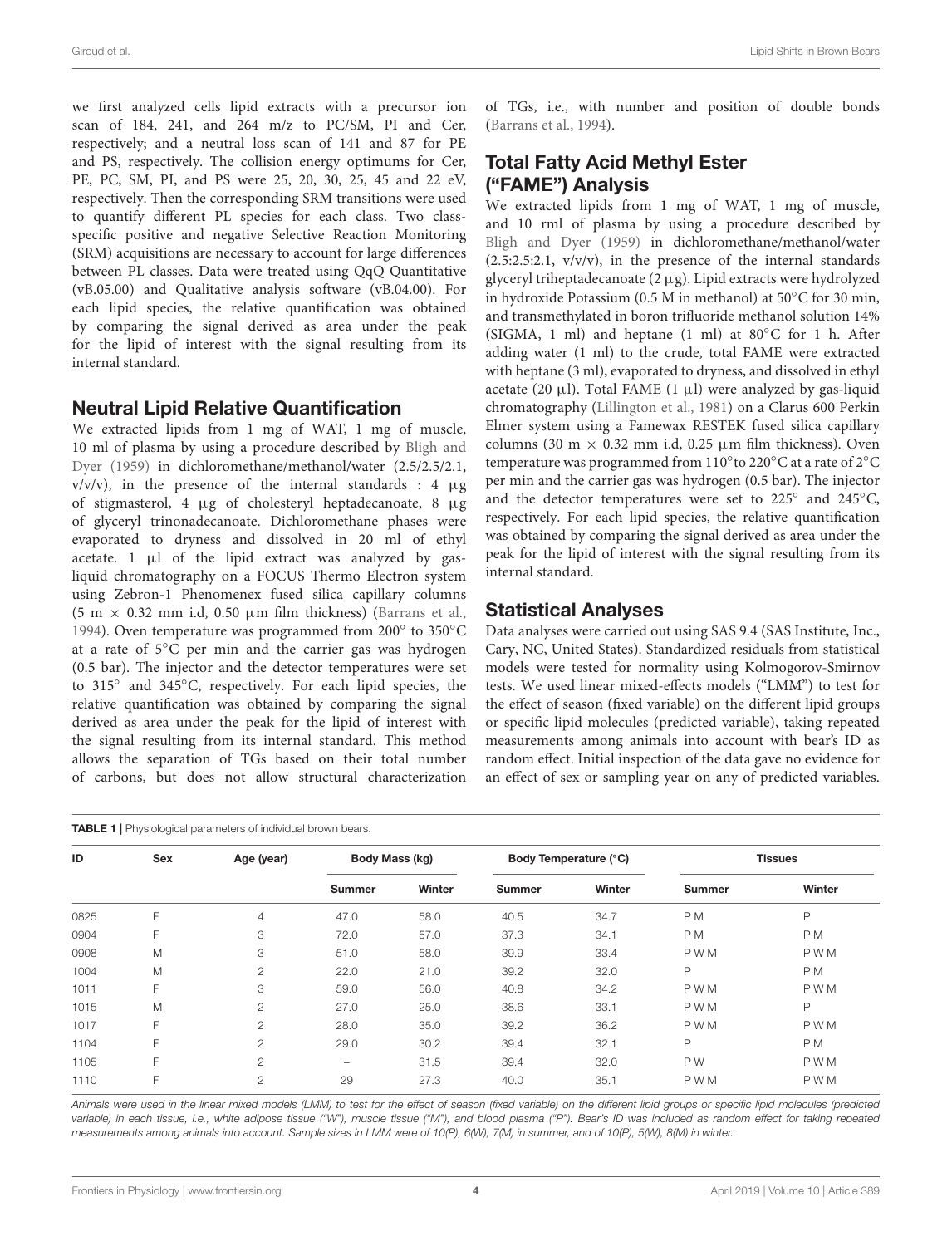we first analyzed cells lipid extracts with a precursor ion scan of 184, 241, and 264 m/z to PC/SM, PI and Cer, respectively; and a neutral loss scan of 141 and 87 for PE and PS, respectively. The collision energy optimums for Cer, PE, PC, SM, PI, and PS were 25, 20, 30, 25, 45 and 22 eV, respectively. Then the corresponding SRM transitions were used to quantify different PL species for each class. Two class-specific positive and negative Selective Reaction Monitoring (SRM) acquisitions are necessary to account for large differences between PL classes. Data were treated using QqQ Quantitative (vB.05.00) and Qualitative analysis software (vB.04.00). For each lipid species, the relative quantification was obtained by comparing the signal derived as area under the peak for the lipid of interest with the signal resulting from its internal standard.

## Neutral Lipid Relative Quantification

We extracted lipids from 1 mg of WAT, 1 mg of muscle, 10 ml of plasma by using a procedure described by Bligh and Dyer (1959) in dichloromethane/methanol/water (2.5/2.5/2.1, v/v/v), in the presence of the internal standards : 4 μg of stigmasterol, 4 μg of cholesteryl heptadecanoate, 8 μg of glyceryl trinonadecanoate. Dichloromethane phases were evaporated to dryness and dissolved in 20 ml of ethyl acetate. 1 μl of the lipid extract was analyzed by gas-liquid chromatography on a FOCUS Thermo Electron system using Zebron-1 Phenomenex fused silica capillary columns (5 m × 0.32 mm i.d, 0.50 μm film thickness) (Barrans et al., 1994). Oven temperature was programmed from 200° to 350°C at a rate of 5°C per min and the carrier gas was hydrogen (0.5 bar). The injector and the detector temperatures were set to 315° and 345°C, respectively. For each lipid species, the relative quantification was obtained by comparing the signal derived as area under the peak for the lipid of interest with the signal resulting from its internal standard. This method allows the separation of TGs based on their total number of carbons, but does not allow structural characterization of TGs, i.e., with number and position of double bonds (Barrans et al., 1994).

## Total Fatty Acid Methyl Ester ("FAME") Analysis

We extracted lipids from 1 mg of WAT, 1 mg of muscle, and 10 rml of plasma by using a procedure described by Bligh and Dyer (1959) in dichloromethane/methanol/water (2.5:2.5:2.1, v/v/v), in the presence of the internal standards glyceryl triheptadecanoate (2 μg). Lipid extracts were hydrolyzed in hydroxide Potassium (0.5 M in methanol) at 50°C for 30 min, and transmethylated in boron trifluoride methanol solution 14% (SIGMA, 1 ml) and heptane (1 ml) at 80°C for 1 h. After adding water (1 ml) to the crude, total FAME were extracted with heptane (3 ml), evaporated to dryness, and dissolved in ethyl acetate (20 μl). Total FAME (1 μl) were analyzed by gas-liquid chromatography (Lillington et al., 1981) on a Clarus 600 Perkin Elmer system using a Famewax RESTEK fused silica capillary columns (30 m × 0.32 mm i.d, 0.25 μm film thickness). Oven temperature was programmed from 110°to 220°C at a rate of 2°C per min and the carrier gas was hydrogen (0.5 bar). The injector and the detector temperatures were set to 225° and 245°C, respectively. For each lipid species, the relative quantification was obtained by comparing the signal derived as area under the peak for the lipid of interest with the signal resulting from its internal standard.

## Statistical Analyses

Data analyses were carried out using SAS 9.4 (SAS Institute, Inc., Cary, NC, United States). Standardized residuals from statistical models were tested for normality using Kolmogorov-Smirnov tests. We used linear mixed-effects models ("LMM") to test for the effect of season (fixed variable) on the different lipid groups or specific lipid molecules (predicted variable), taking repeated measurements among animals into account with bear's ID as random effect. Initial inspection of the data gave no evidence for an effect of sex or sampling year on any of predicted variables.

**TABLE 1 |** Physiological parameters of individual brown bears.

| ID | Sex | Age (year) | Body Mass (kg) | | Body Temperature (°C) | | Tissues | |
|---|---|---|---|---|---|---|---|---|
| | | | Summer | Winter | Summer | Winter | Summer | Winter |
| 0825 | F | 4 | 47.0 | 58.0 | 40.5 | 34.7 | P M | P |
| 0904 | F | 3 | 72.0 | 57.0 | 37.3 | 34.1 | P M | P M |
| 0908 | M | 3 | 51.0 | 58.0 | 39.9 | 33.4 | P W M | P W M |
| 1004 | M | 2 | 22.0 | 21.0 | 39.2 | 32.0 | P | P M |
| 1011 | F | 3 | 59.0 | 56.0 | 40.8 | 34.2 | P W M | P W M |
| 1015 | M | 2 | 27.0 | 25.0 | 38.6 | 33.1 | P W M | P |
| 1017 | F | 2 | 28.0 | 35.0 | 39.2 | 36.2 | P W M | P W M |
| 1104 | F | 2 | 29.0 | 30.2 | 39.4 | 32.1 | P | P M |
| 1105 | F | 2 | – | 31.5 | 39.4 | 32.0 | P W | P W M |
| 1110 | F | 2 | 29 | 27.3 | 40.0 | 35.1 | P W M | P W M |

*Animals were used in the linear mixed models (LMM) to test for the effect of season (fixed variable) on the different lipid groups or specific lipid molecules (predicted variable) in each tissue, i.e., white adipose tissue ("W"), muscle tissue ("M"), and blood plasma ("P"). Bear's ID was included as random effect for taking repeated measurements among animals into account. Sample sizes in LMM were of 10(P), 6(W), 7(M) in summer, and of 10(P), 5(W), 8(M) in winter.*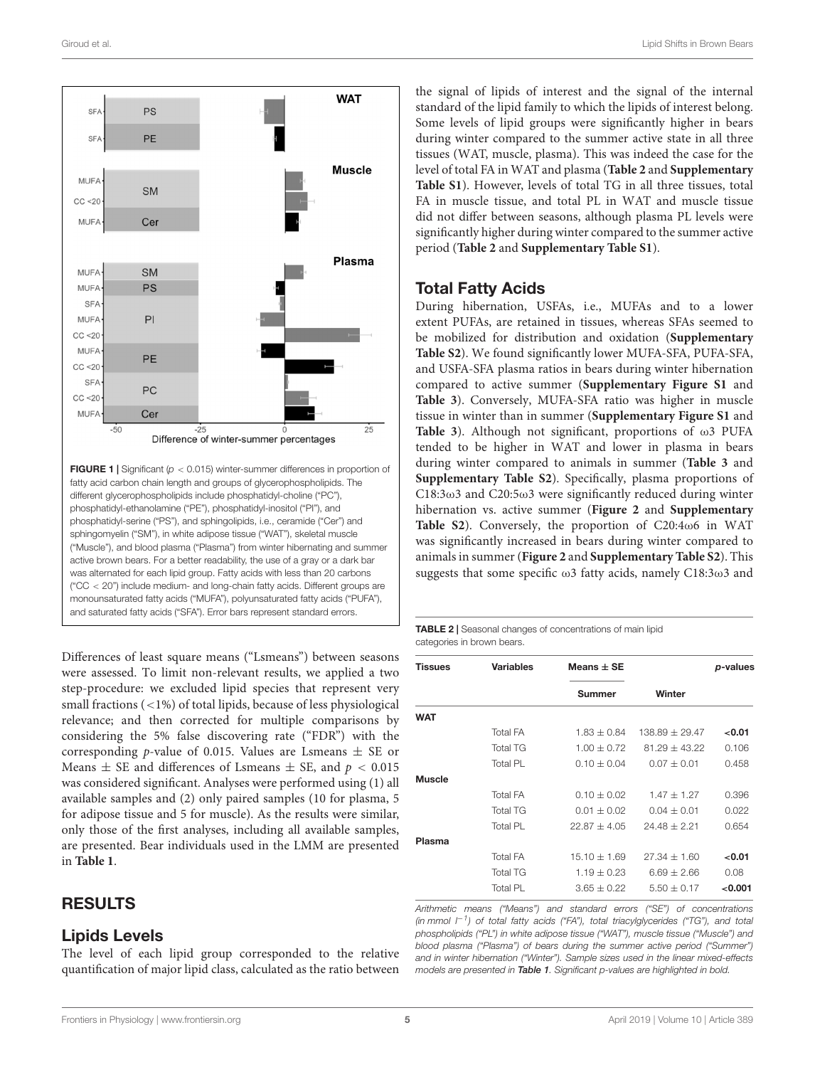FIGURE 1 | Significant ($p < 0.015$) winter-summer differences in proportion of fatty acid carbon chain length and groups of glycerophospholipids. The different glycerophospholipids include phosphatidyl-choline ("PC"), phosphatidyl-ethanolamine ("PE"), phosphatidyl-inositol ("PI"), and phosphatidyl-serine ("PS"), and sphingolipids, i.e., ceramide ("Cer") and sphingomyelin ("SM"), in white adipose tissue ("WAT"), skeletal muscle ("Muscle"), and blood plasma ("Plasma") from winter hibernating and summer active brown bears. For a better readability, the use of a gray or a dark bar was alternated for each lipid group. Fatty acids with less than 20 carbons ("CC < 20") include medium- and long-chain fatty acids. Different groups are monounsaturated fatty acids ("MUFA"), polyunsaturated fatty acids ("PUFA"), and saturated fatty acids ("SFA"). Error bars represent standard errors.

Differences of least square means ("Lsmeans") between seasons were assessed. To limit non-relevant results, we applied a two step-procedure: we excluded lipid species that represent very small fractions (<1%) of total lipids, because of less physiological relevance; and then corrected for multiple comparisons by considering the 5% false discovering rate ("FDR") with the corresponding $p$-value of 0.015. Values are Lsmeans ± SE or Means ± SE and differences of Lsmeans ± SE, and $p < 0.015$ was considered significant. Analyses were performed using (1) all available samples and (2) only paired samples (10 for plasma, 5 for adipose tissue and 5 for muscle). As the results were similar, only those of the first analyses, including all available samples, are presented. Bear individuals used in the LMM are presented in **Table 1**.

## RESULTS

### Lipids Levels

The level of each lipid group corresponded to the relative quantification of major lipid class, calculated as the ratio between the signal of lipids of interest and the signal of the internal standard of the lipid family to which the lipids of interest belong. Some levels of lipid groups were significantly higher in bears during winter compared to the summer active state in all three tissues (WAT, muscle, plasma). This was indeed the case for the level of total FA in WAT and plasma (**Table 2** and **Supplementary Table S1**). However, levels of total TG in all three tissues, total FA in muscle tissue, and total PL in WAT and muscle tissue did not differ between seasons, although plasma PL levels were significantly higher during winter compared to the summer active period (**Table 2** and **Supplementary Table S1**).

### Total Fatty Acids

During hibernation, USFAs, i.e., MUFAs and to a lower extent PUFAs, are retained in tissues, whereas SFAs seemed to be mobilized for distribution and oxidation (**Supplementary Table S2**). We found significantly lower MUFA-SFA, PUFA-SFA, and USFA-SFA plasma ratios in bears during winter hibernation compared to active summer (**Supplementary Figure S1** and **Table 3**). Conversely, MUFA-SFA ratio was higher in muscle tissue in winter than in summer (**Supplementary Figure S1** and **Table 3**). Although not significant, proportions of ω3 PUFA tended to be higher in WAT and lower in plasma in bears during winter compared to animals in summer (**Table 3** and **Supplementary Table S2**). Specifically, plasma proportions of C18:3ω3 and C20:5ω3 were significantly reduced during winter hibernation vs. active summer (**Figure 2** and **Supplementary Table S2**). Conversely, the proportion of C20:4ω6 in WAT was significantly increased in bears during winter compared to animals in summer (**Figure 2** and **Supplementary Table S2**). This suggests that some specific ω3 fatty acids, namely C18:3ω3 and

**TABLE 2** | Seasonal changes of concentrations of main lipid categories in brown bears.

| Tissues | Variables | Means ± SE | | p-values |
|---|---|---|---|---|
| | | Summer | Winter | |
| **WAT** | | | | |
| | Total FA | 1.83 ± 0.84 | 138.89 ± 29.47 | **<0.01** |
| | Total TG | 1.00 ± 0.72 | 81.29 ± 43.22 | 0.106 |
| | Total PL | 0.10 ± 0.04 | 0.07 ± 0.01 | 0.458 |
| **Muscle** | | | | |
| | Total FA | 0.10 ± 0.02 | 1.47 ± 1.27 | 0.396 |
| | Total TG | 0.01 ± 0.02 | 0.04 ± 0.01 | 0.022 |
| | Total PL | 22.87 ± 4.05 | 24.48 ± 2.21 | 0.654 |
| **Plasma** | | | | |
| | Total FA | 15.10 ± 1.69 | 27.34 ± 1.60 | **<0.01** |
| | Total TG | 1.19 ± 0.23 | 6.69 ± 2.66 | 0.08 |
| | Total PL | 3.65 ± 0.22 | 5.50 ± 0.17 | **<0.001** |

*Arithmetic means ("Means") and standard errors ("SE") of concentrations (in mmol $l^{-1}$) of total fatty acids ("FA"), total triacylglycerides ("TG"), and total phospholipids ("PL") in white adipose tissue ("WAT"), muscle tissue ("Muscle") and blood plasma ("Plasma") of bears during the summer active period ("Summer") and in winter hibernation ("Winter"). Sample sizes used in the linear mixed-effects models are presented in **Table 1**. Significant p-values are highlighted in bold.*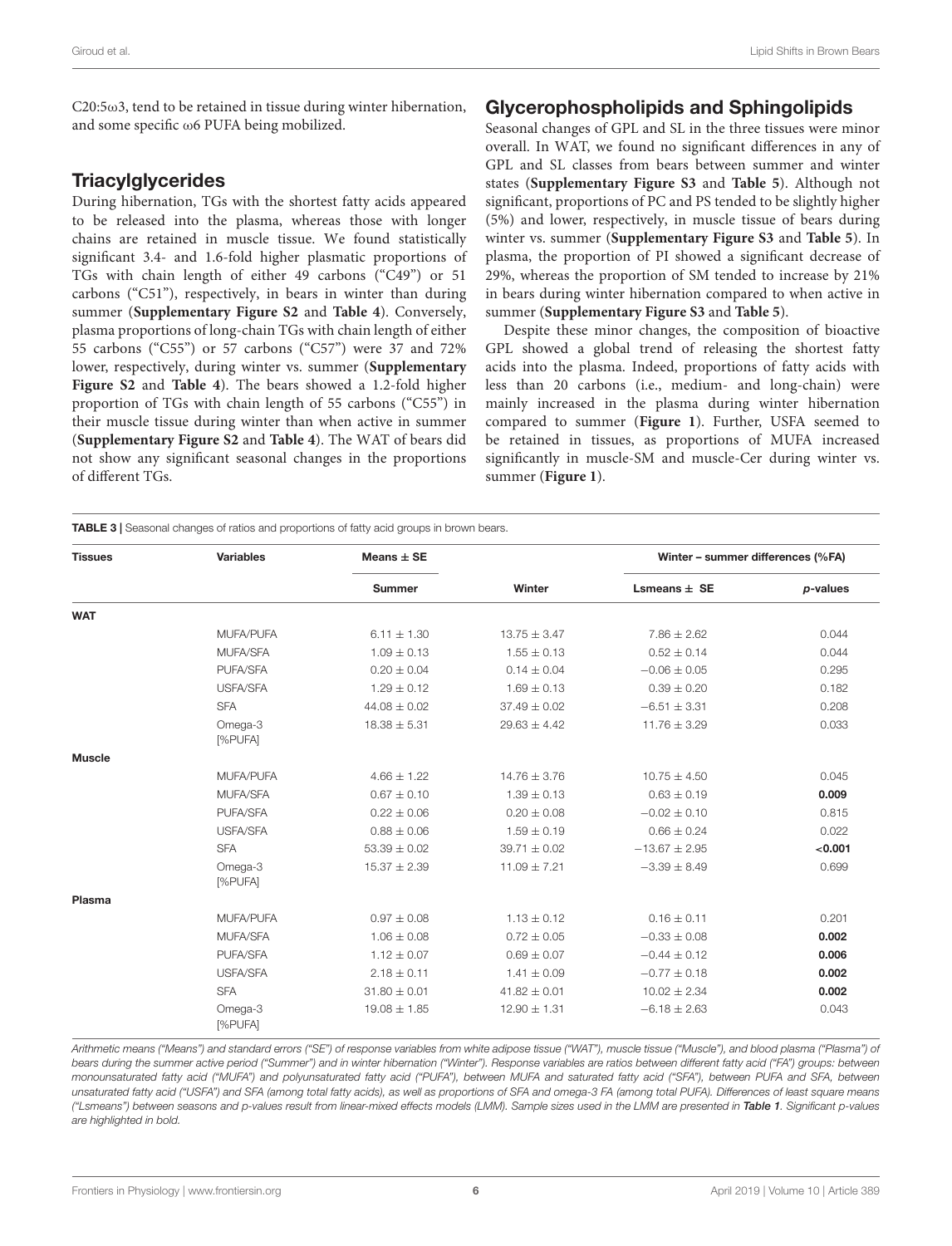C20:5ω3, tend to be retained in tissue during winter hibernation, and some specific ω6 PUFA being mobilized.

## Triacylglycerides

During hibernation, TGs with the shortest fatty acids appeared to be released into the plasma, whereas those with longer chains are retained in muscle tissue. We found statistically significant 3.4- and 1.6-fold higher plasmatic proportions of TGs with chain length of either 49 carbons ("C49") or 51 carbons ("C51"), respectively, in bears in winter than during summer (**Supplementary Figure S2** and **Table 4**). Conversely, plasma proportions of long-chain TGs with chain length of either 55 carbons ("C55") or 57 carbons ("C57") were 37 and 72% lower, respectively, during winter vs. summer (**Supplementary Figure S2** and **Table 4**). The bears showed a 1.2-fold higher proportion of TGs with chain length of 55 carbons ("C55") in their muscle tissue during winter than when active in summer (**Supplementary Figure S2** and **Table 4**). The WAT of bears did not show any significant seasonal changes in the proportions of different TGs.

## Glycerophospholipids and Sphingolipids

Seasonal changes of GPL and SL in the three tissues were minor overall. In WAT, we found no significant differences in any of GPL and SL classes from bears between summer and winter states (**Supplementary Figure S3** and **Table 5**). Although not significant, proportions of PC and PS tended to be slightly higher (5%) and lower, respectively, in muscle tissue of bears during winter vs. summer (**Supplementary Figure S3** and **Table 5**). In plasma, the proportion of PI showed a significant decrease of 29%, whereas the proportion of SM tended to increase by 21% in bears during winter hibernation compared to when active in summer (**Supplementary Figure S3** and **Table 5**).

Despite these minor changes, the composition of bioactive GPL showed a global trend of releasing the shortest fatty acids into the plasma. Indeed, proportions of fatty acids with less than 20 carbons (i.e., medium- and long-chain) were mainly increased in the plasma during winter hibernation compared to summer (**Figure 1**). Further, USFA seemed to be retained in tissues, as proportions of MUFA increased significantly in muscle-SM and muscle-Cer during winter vs. summer (**Figure 1**).

**TABLE 3 |** Seasonal changes of ratios and proportions of fatty acid groups in brown bears.

| Tissues | Variables | Means ± SE | | Winter – summer differences (%FA) | |
|---|---|---|---|---|---|
| | | Summer | Winter | Lsmeans ± SE | p-values |
| **WAT** | | | | | |
| | MUFA/PUFA | 6.11 ± 1.30 | 13.75 ± 3.47 | 7.86 ± 2.62 | 0.044 |
| | MUFA/SFA | 1.09 ± 0.13 | 1.55 ± 0.13 | 0.52 ± 0.14 | 0.044 |
| | PUFA/SFA | 0.20 ± 0.04 | 0.14 ± 0.04 | −0.06 ± 0.05 | 0.295 |
| | USFA/SFA | 1.29 ± 0.12 | 1.69 ± 0.13 | 0.39 ± 0.20 | 0.182 |
| | SFA | 44.08 ± 0.02 | 37.49 ± 0.02 | −6.51 ± 3.31 | 0.208 |
| | Omega-3 [%PUFA] | 18.38 ± 5.31 | 29.63 ± 4.42 | 11.76 ± 3.29 | 0.033 |
| **Muscle** | | | | | |
| | MUFA/PUFA | 4.66 ± 1.22 | 14.76 ± 3.76 | 10.75 ± 4.50 | 0.045 |
| | MUFA/SFA | 0.67 ± 0.10 | 1.39 ± 0.13 | 0.63 ± 0.19 | **0.009** |
| | PUFA/SFA | 0.22 ± 0.06 | 0.20 ± 0.08 | −0.02 ± 0.10 | 0.815 |
| | USFA/SFA | 0.88 ± 0.06 | 1.59 ± 0.19 | 0.66 ± 0.24 | 0.022 |
| | SFA | 53.39 ± 0.02 | 39.71 ± 0.02 | −13.67 ± 2.95 | **<0.001** |
| | Omega-3 [%PUFA] | 15.37 ± 2.39 | 11.09 ± 7.21 | −3.39 ± 8.49 | 0.699 |
| **Plasma** | | | | | |
| | MUFA/PUFA | 0.97 ± 0.08 | 1.13 ± 0.12 | 0.16 ± 0.11 | 0.201 |
| | MUFA/SFA | 1.06 ± 0.08 | 0.72 ± 0.05 | −0.33 ± 0.08 | **0.002** |
| | PUFA/SFA | 1.12 ± 0.07 | 0.69 ± 0.07 | −0.44 ± 0.12 | **0.006** |
| | USFA/SFA | 2.18 ± 0.11 | 1.41 ± 0.09 | −0.77 ± 0.18 | **0.002** |
| | SFA | 31.80 ± 0.01 | 41.82 ± 0.01 | 10.02 ± 2.34 | **0.002** |
| | Omega-3 [%PUFA] | 19.08 ± 1.85 | 12.90 ± 1.31 | −6.18 ± 2.63 | 0.043 |

*Arithmetic means ("Means") and standard errors ("SE") of response variables from white adipose tissue ("WAT"), muscle tissue ("Muscle"), and blood plasma ("Plasma") of bears during the summer active period ("Summer") and in winter hibernation ("Winter"). Response variables are ratios between different fatty acid ("FA") groups: between monounsaturated fatty acid ("MUFA") and polyunsaturated fatty acid ("PUFA"), between MUFA and saturated fatty acid ("SFA"), between PUFA and SFA, between unsaturated fatty acid ("USFA") and SFA (among total fatty acids), as well as proportions of SFA and omega-3 FA (among total PUFA). Differences of least square means ("Lsmeans") between seasons and p-values result from linear-mixed effects models (LMM). Sample sizes used in the LMM are presented in **Table 1**. Significant p-values are highlighted in bold.*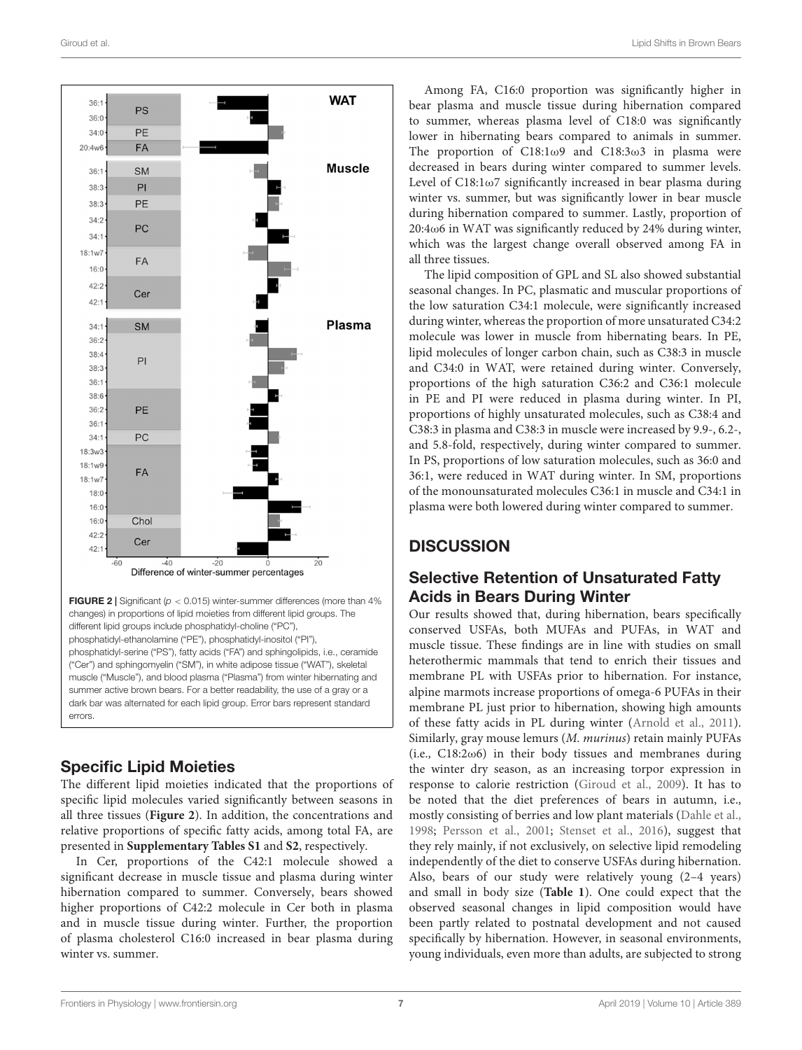**FIGURE 2 |** Significant ($p < 0.015$) winter-summer differences (more than 4% changes) in proportions of lipid moieties from different lipid groups. The different lipid groups include phosphatidyl-choline ("PC"), phosphatidyl-ethanolamine ("PE"), phosphatidyl-inositol ("PI"), phosphatidyl-serine ("PS"), fatty acids ("FA") and sphingolipids, i.e., ceramide ("Cer") and sphingomyelin ("SM"), in white adipose tissue ("WAT"), skeletal muscle ("Muscle"), and blood plasma ("Plasma") from winter hibernating and summer active brown bears. For a better readability, the use of a gray or a dark bar was alternated for each lipid group. Error bars represent standard errors.

## Specific Lipid Moieties

The different lipid moieties indicated that the proportions of specific lipid molecules varied significantly between seasons in all three tissues (**Figure 2**). In addition, the concentrations and relative proportions of specific fatty acids, among total FA, are presented in **Supplementary Tables S1** and **S2**, respectively.

In Cer, proportions of the C42:1 molecule showed a significant decrease in muscle tissue and plasma during winter hibernation compared to summer. Conversely, bears showed higher proportions of C42:2 molecule in Cer both in plasma and in muscle tissue during winter. Further, the proportion of plasma cholesterol C16:0 increased in bear plasma during winter vs. summer.

Among FA, C16:0 proportion was significantly higher in bear plasma and muscle tissue during hibernation compared to summer, whereas plasma level of C18:0 was significantly lower in hibernating bears compared to animals in summer. The proportion of C18:1ω9 and C18:3ω3 in plasma were decreased in bears during winter compared to summer levels. Level of C18:1ω7 significantly increased in bear plasma during winter vs. summer, but was significantly lower in bear muscle during hibernation compared to summer. Lastly, proportion of 20:4ω6 in WAT was significantly reduced by 24% during winter, which was the largest change overall observed among FA in all three tissues.

The lipid composition of GPL and SL also showed substantial seasonal changes. In PC, plasmatic and muscular proportions of the low saturation C34:1 molecule, were significantly increased during winter, whereas the proportion of more unsaturated C34:2 molecule was lower in muscle from hibernating bears. In PE, lipid molecules of longer carbon chain, such as C38:3 in muscle and C34:0 in WAT, were retained during winter. Conversely, proportions of the high saturation C36:2 and C36:1 molecule in PE and PI were reduced in plasma during winter. In PI, proportions of highly unsaturated molecules, such as C38:4 and C38:3 in plasma and C38:3 in muscle were increased by 9.9-, 6.2-, and 5.8-fold, respectively, during winter compared to summer. In PS, proportions of low saturation molecules, such as 36:0 and 36:1, were reduced in WAT during winter. In SM, proportions of the monounsaturated molecules C36:1 in muscle and C34:1 in plasma were both lowered during winter compared to summer.

# DISCUSSION

## Selective Retention of Unsaturated Fatty Acids in Bears During Winter

Our results showed that, during hibernation, bears specifically conserved USFAs, both MUFAs and PUFAs, in WAT and muscle tissue. These findings are in line with studies on small heterothermic mammals that tend to enrich their tissues and membrane PL with USFAs prior to hibernation. For instance, alpine marmots increase proportions of omega-6 PUFAs in their membrane PL just prior to hibernation, showing high amounts of these fatty acids in PL during winter (Arnold et al., 2011). Similarly, gray mouse lemurs (*M. murinus*) retain mainly PUFAs (i.e., C18:2ω6) in their body tissues and membranes during the winter dry season, as an increasing torpor expression in response to calorie restriction (Giroud et al., 2009). It has to be noted that the diet preferences of bears in autumn, i.e., mostly consisting of berries and low plant materials (Dahle et al., 1998; Persson et al., 2001; Stenset et al., 2016), suggest that they rely mainly, if not exclusively, on selective lipid remodeling independently of the diet to conserve USFAs during hibernation. Also, bears of our study were relatively young (2–4 years) and small in body size (**Table 1**). One could expect that the observed seasonal changes in lipid composition would have been partly related to postnatal development and not caused specifically by hibernation. However, in seasonal environments, young individuals, even more than adults, are subjected to strong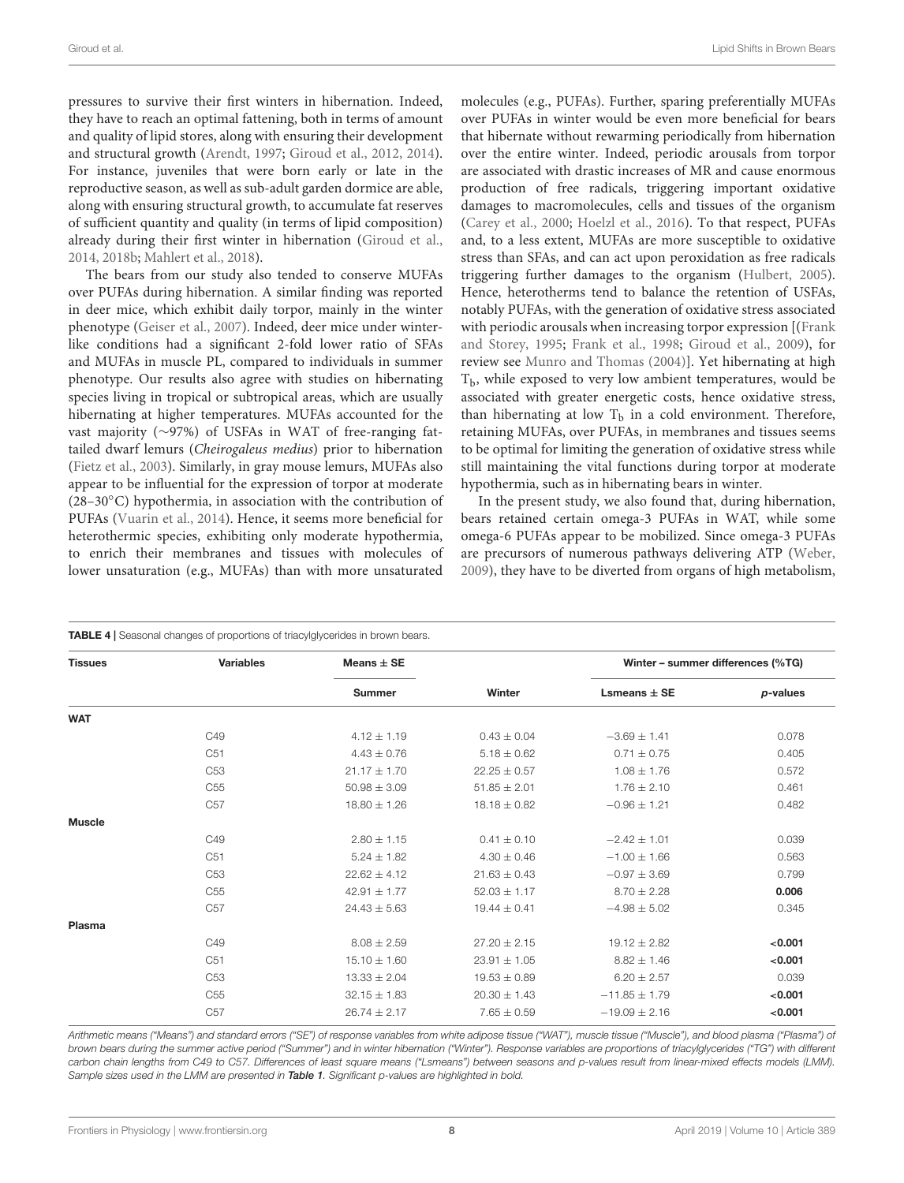pressures to survive their first winters in hibernation. Indeed, they have to reach an optimal fattening, both in terms of amount and quality of lipid stores, along with ensuring their development and structural growth (Arendt, 1997; Giroud et al., 2012, 2014). For instance, juveniles that were born early or late in the reproductive season, as well as sub-adult garden dormice are able, along with ensuring structural growth, to accumulate fat reserves of sufficient quantity and quality (in terms of lipid composition) already during their first winter in hibernation (Giroud et al., 2014, 2018b; Mahlert et al., 2018).

The bears from our study also tended to conserve MUFAs over PUFAs during hibernation. A similar finding was reported in deer mice, which exhibit daily torpor, mainly in the winter phenotype (Geiser et al., 2007). Indeed, deer mice under winter-like conditions had a significant 2-fold lower ratio of SFAs and MUFAs in muscle PL, compared to individuals in summer phenotype. Our results also agree with studies on hibernating species living in tropical or subtropical areas, which are usually hibernating at higher temperatures. MUFAs accounted for the vast majority (~97%) of USFAs in WAT of free-ranging fat-tailed dwarf lemurs (*Cheirogaleus medius*) prior to hibernation (Fietz et al., 2003). Similarly, in gray mouse lemurs, MUFAs also appear to be influential for the expression of torpor at moderate (28–30°C) hypothermia, in association with the contribution of PUFAs (Vuarin et al., 2014). Hence, it seems more beneficial for heterothermic species, exhibiting only moderate hypothermia, to enrich their membranes and tissues with molecules of lower unsaturation (e.g., MUFAs) than with more unsaturated molecules (e.g., PUFAs). Further, sparing preferentially MUFAs over PUFAs in winter would be even more beneficial for bears that hibernate without rewarming periodically from hibernation over the entire winter. Indeed, periodic arousals from torpor are associated with drastic increases of MR and cause enormous production of free radicals, triggering important oxidative damages to macromolecules, cells and tissues of the organism (Carey et al., 2000; Hoelzl et al., 2016). To that respect, PUFAs and, to a less extent, MUFAs are more susceptible to oxidative stress than SFAs, and can act upon peroxidation as free radicals triggering further damages to the organism (Hulbert, 2005). Hence, heterotherms tend to balance the retention of USFAs, notably PUFAs, with the generation of oxidative stress associated with periodic arousals when increasing torpor expression [(Frank and Storey, 1995; Frank et al., 1998; Giroud et al., 2009), for review see Munro and Thomas (2004)]. Yet hibernating at high $T_b$, while exposed to very low ambient temperatures, would be associated with greater energetic costs, hence oxidative stress, than hibernating at low $T_b$ in a cold environment. Therefore, retaining MUFAs, over PUFAs, in membranes and tissues seems to be optimal for limiting the generation of oxidative stress while still maintaining the vital functions during torpor at moderate hypothermia, such as in hibernating bears in winter.

In the present study, we also found that, during hibernation, bears retained certain omega-3 PUFAs in WAT, while some omega-6 PUFAs appear to be mobilized. Since omega-3 PUFAs are precursors of numerous pathways delivering ATP (Weber, 2009), they have to be diverted from organs of high metabolism,

**TABLE 4** | Seasonal changes of proportions of triacylglycerides in brown bears.

| Tissues | Variables | Means ± SE | | Winter – summer differences (%TG) | |
|---|---|---|---|---|---|
| | | Summer | Winter | Lsmeans ± SE | *p*-values |
| **WAT** | | | | | |
| | C49 | 4.12 ± 1.19 | 0.43 ± 0.04 | −3.69 ± 1.41 | 0.078 |
| | C51 | 4.43 ± 0.76 | 5.18 ± 0.62 | 0.71 ± 0.75 | 0.405 |
| | C53 | 21.17 ± 1.70 | 22.25 ± 0.57 | 1.08 ± 1.76 | 0.572 |
| | C55 | 50.98 ± 3.09 | 51.85 ± 2.01 | 1.76 ± 2.10 | 0.461 |
| | C57 | 18.80 ± 1.26 | 18.18 ± 0.82 | −0.96 ± 1.21 | 0.482 |
| **Muscle** | | | | | |
| | C49 | 2.80 ± 1.15 | 0.41 ± 0.10 | −2.42 ± 1.01 | 0.039 |
| | C51 | 5.24 ± 1.82 | 4.30 ± 0.46 | −1.00 ± 1.66 | 0.563 |
| | C53 | 22.62 ± 4.12 | 21.63 ± 0.43 | −0.97 ± 3.69 | 0.799 |
| | C55 | 42.91 ± 1.77 | 52.03 ± 1.17 | 8.70 ± 2.28 | **0.006** |
| | C57 | 24.43 ± 5.63 | 19.44 ± 0.41 | −4.98 ± 5.02 | 0.345 |
| **Plasma** | | | | | |
| | C49 | 8.08 ± 2.59 | 27.20 ± 2.15 | 19.12 ± 2.82 | **<0.001** |
| | C51 | 15.10 ± 1.60 | 23.91 ± 1.05 | 8.82 ± 1.46 | **<0.001** |
| | C53 | 13.33 ± 2.04 | 19.53 ± 0.89 | 6.20 ± 2.57 | 0.039 |
| | C55 | 32.15 ± 1.83 | 20.30 ± 1.43 | −11.85 ± 1.79 | **<0.001** |
| | C57 | 26.74 ± 2.17 | 7.65 ± 0.59 | −19.09 ± 2.16 | **<0.001** |

*Arithmetic means ("Means") and standard errors ("SE") of response variables from white adipose tissue ("WAT"), muscle tissue ("Muscle"), and blood plasma ("Plasma") of brown bears during the summer active period ("Summer") and in winter hibernation ("Winter"). Response variables are proportions of triacylglycerides ("TG") with different carbon chain lengths from C49 to C57. Differences of least square means ("Lsmeans") between seasons and p-values result from linear-mixed effects models (LMM). Sample sizes used in the LMM are presented in* ***Table 1****. Significant p-values are highlighted in bold.*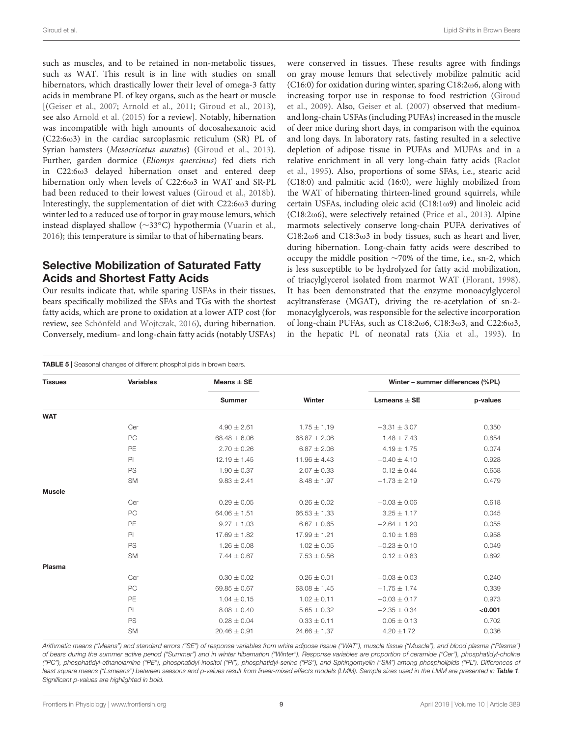such as muscles, and to be retained in non-metabolic tissues, such as WAT. This result is in line with studies on small hibernators, which drastically lower their level of omega-3 fatty acids in membrane PL of key organs, such as the heart or muscle [(Geiser et al., 2007; Arnold et al., 2011; Giroud et al., 2013), see also Arnold et al. (2015) for a review]. Notably, hibernation was incompatible with high amounts of docosahexanoic acid (C22:6ω3) in the cardiac sarcoplasmic reticulum (SR) PL of Syrian hamsters (*Mesocricetus auratus*) (Giroud et al., 2013). Further, garden dormice (*Eliomys quercinus*) fed diets rich in C22:6ω3 delayed hibernation onset and entered deep hibernation only when levels of C22:6ω3 in WAT and SR-PL had been reduced to their lowest values (Giroud et al., 2018b). Interestingly, the supplementation of diet with C22:6ω3 during winter led to a reduced use of torpor in gray mouse lemurs, which instead displayed shallow (~33°C) hypothermia (Vuarin et al., 2016); this temperature is similar to that of hibernating bears.

## Selective Mobilization of Saturated Fatty Acids and Shortest Fatty Acids

Our results indicate that, while sparing USFAs in their tissues, bears specifically mobilized the SFAs and TGs with the shortest fatty acids, which are prone to oxidation at a lower ATP cost (for review, see Schönfeld and Wojtczak, 2016), during hibernation. Conversely, medium- and long-chain fatty acids (notably USFAs) were conserved in tissues. These results agree with findings on gray mouse lemurs that selectively mobilize palmitic acid (C16:0) for oxidation during winter, sparing C18:2ω6, along with increasing torpor use in response to food restriction (Giroud et al., 2009). Also, Geiser et al. (2007) observed that medium- and long-chain USFAs (including PUFAs) increased in the muscle of deer mice during short days, in comparison with the equinox and long days. In laboratory rats, fasting resulted in a selective depletion of adipose tissue in PUFAs and MUFAs and in a relative enrichment in all very long-chain fatty acids (Raclot et al., 1995). Also, proportions of some SFAs, i.e., stearic acid (C18:0) and palmitic acid (16:0), were highly mobilized from the WAT of hibernating thirteen-lined ground squirrels, while certain USFAs, including oleic acid (C18:1ω9) and linoleic acid (C18:2ω6), were selectively retained (Price et al., 2013). Alpine marmots selectively conserve long-chain PUFA derivatives of C18:2ω6 and C18:3ω3 in body tissues, such as heart and liver, during hibernation. Long-chain fatty acids were described to occupy the middle position ~70% of the time, i.e., sn-2, which is less susceptible to be hydrolyzed for fatty acid mobilization, of triacylglycerol isolated from marmot WAT (Florant, 1998). It has been demonstrated that the enzyme monoacylglycerol acyltransferase (MGAT), driving the re-acetylation of sn-2-monacylglycerols, was responsible for the selective incorporation of long-chain PUFAs, such as C18:2ω6, C18:3ω3, and C22:6ω3, in the hepatic PL of neonatal rats (Xia et al., 1993). In

**TABLE 5** | Seasonal changes of different phospholipids in brown bears.

| Tissues | Variables | Means ± SE | | Winter – summer differences (%PL) | |
|---|---|---|---|---|---|
| | | Summer | Winter | Lsmeans ± SE | p-values |
| **WAT** | | | | | |
| | Cer | 4.90 ± 2.61 | 1.75 ± 1.19 | −3.31 ± 3.07 | 0.350 |
| | PC | 68.48 ± 6.06 | 68.87 ± 2.06 | 1.48 ± 7.43 | 0.854 |
| | PE | 2.70 ± 0.26 | 6.87 ± 2.06 | 4.19 ± 1.75 | 0.074 |
| | PI | 12.19 ± 1.45 | 11.96 ± 4.43 | −0.40 ± 4.10 | 0.928 |
| | PS | 1.90 ± 0.37 | 2.07 ± 0.33 | 0.12 ± 0.44 | 0.658 |
| | SM | 9.83 ± 2.41 | 8.48 ± 1.97 | −1.73 ± 2.19 | 0.479 |
| **Muscle** | | | | | |
| | Cer | 0.29 ± 0.05 | 0.26 ± 0.02 | −0.03 ± 0.06 | 0.618 |
| | PC | 64.06 ± 1.51 | 66.53 ± 1.33 | 3.25 ± 1.17 | 0.045 |
| | PE | 9.27 ± 1.03 | 6.67 ± 0.65 | −2.64 ± 1.20 | 0.055 |
| | PI | 17.69 ± 1.82 | 17.99 ± 1.21 | 0.10 ± 1.86 | 0.958 |
| | PS | 1.26 ± 0.08 | 1.02 ± 0.05 | −0.23 ± 0.10 | 0.049 |
| | SM | 7.44 ± 0.67 | 7.53 ± 0.56 | 0.12 ± 0.83 | 0.892 |
| **Plasma** | | | | | |
| | Cer | 0.30 ± 0.02 | 0.26 ± 0.01 | −0.03 ± 0.03 | 0.240 |
| | PC | 69.85 ± 0.67 | 68.08 ± 1.45 | −1.75 ± 1.74 | 0.339 |
| | PE | 1.04 ± 0.15 | 1.02 ± 0.11 | −0.03 ± 0.17 | 0.973 |
| | PI | 8.08 ± 0.40 | 5.65 ± 0.32 | −2.35 ± 0.34 | **<0.001** |
| | PS | 0.28 ± 0.04 | 0.33 ± 0.11 | 0.05 ± 0.13 | 0.702 |
| | SM | 20.46 ± 0.91 | 24.66 ± 1.37 | 4.20 ±1.72 | 0.036 |

*Arithmetic means ("Means") and standard errors ("SE") of response variables from white adipose tissue ("WAT"), muscle tissue ("Muscle"), and blood plasma ("Plasma") of bears during the summer active period ("Summer") and in winter hibernation ("Winter"). Response variables are proportion of ceramide ("Cer"), phosphatidyl-choline ("PC"), phosphatidyl-ethanolamine ("PE"), phosphatidyl-inositol ("PI"), phosphatidyl-serine ("PS"), and Sphingomyelin ("SM") among phospholipids ("PL"). Differences of least square means ("Lsmeans") between seasons and p-values result from linear-mixed effects models (LMM). Sample sizes used in the LMM are presented in* ***Table 1****. Significant p-values are highlighted in bold.*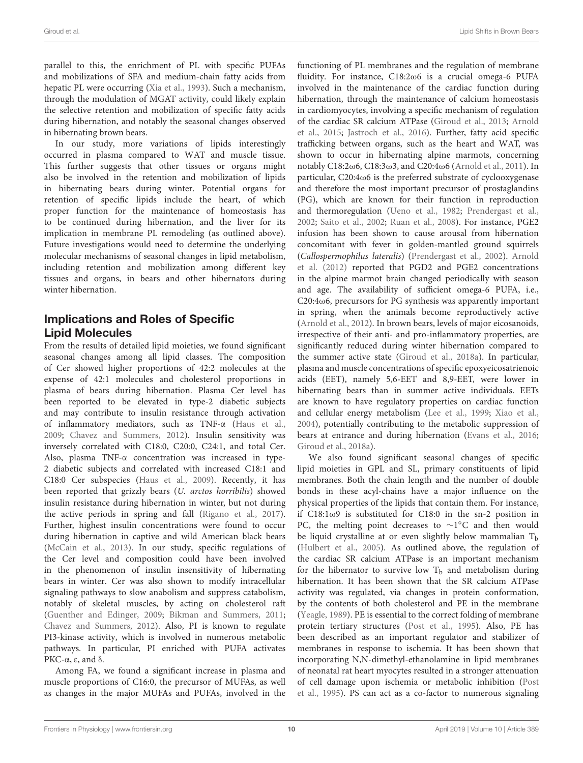parallel to this, the enrichment of PL with specific PUFAs and mobilizations of SFA and medium-chain fatty acids from hepatic PL were occurring (Xia et al., 1993). Such a mechanism, through the modulation of MGAT activity, could likely explain the selective retention and mobilization of specific fatty acids during hibernation, and notably the seasonal changes observed in hibernating brown bears.

In our study, more variations of lipids interestingly occurred in plasma compared to WAT and muscle tissue. This further suggests that other tissues or organs might also be involved in the retention and mobilization of lipids in hibernating bears during winter. Potential organs for retention of specific lipids include the heart, of which proper function for the maintenance of homeostasis has to be continued during hibernation, and the liver for its implication in membrane PL remodeling (as outlined above). Future investigations would need to determine the underlying molecular mechanisms of seasonal changes in lipid metabolism, including retention and mobilization among different key tissues and organs, in bears and other hibernators during winter hibernation.

## Implications and Roles of Specific Lipid Molecules

From the results of detailed lipid moieties, we found significant seasonal changes among all lipid classes. The composition of Cer showed higher proportions of 42:2 molecules at the expense of 42:1 molecules and cholesterol proportions in plasma of bears during hibernation. Plasma Cer level has been reported to be elevated in type-2 diabetic subjects and may contribute to insulin resistance through activation of inflammatory mediators, such as TNF-α (Haus et al., 2009; Chavez and Summers, 2012). Insulin sensitivity was inversely correlated with C18:0, C20:0, C24:1, and total Cer. Also, plasma TNF-α concentration was increased in type-2 diabetic subjects and correlated with increased C18:1 and C18:0 Cer subspecies (Haus et al., 2009). Recently, it has been reported that grizzly bears (*U. arctos horribilis*) showed insulin resistance during hibernation in winter, but not during the active periods in spring and fall (Rigano et al., 2017). Further, highest insulin concentrations were found to occur during hibernation in captive and wild American black bears (McCain et al., 2013). In our study, specific regulations of the Cer level and composition could have been involved in the phenomenon of insulin insensitivity of hibernating bears in winter. Cer was also shown to modify intracellular signaling pathways to slow anabolism and suppress catabolism, notably of skeletal muscles, by acting on cholesterol raft (Guenther and Edinger, 2009; Bikman and Summers, 2011; Chavez and Summers, 2012). Also, PI is known to regulate PI3-kinase activity, which is involved in numerous metabolic pathways. In particular, PI enriched with PUFA activates PKC-α, ε, and δ.

Among FA, we found a significant increase in plasma and muscle proportions of C16:0, the precursor of MUFAs, as well as changes in the major MUFAs and PUFAs, involved in the functioning of PL membranes and the regulation of membrane fluidity. For instance, C18:2ω6 is a crucial omega-6 PUFA involved in the maintenance of the cardiac function during hibernation, through the maintenance of calcium homeostasis in cardiomyocytes, involving a specific mechanism of regulation of the cardiac SR calcium ATPase (Giroud et al., 2013; Arnold et al., 2015; Jastroch et al., 2016). Further, fatty acid specific trafficking between organs, such as the heart and WAT, was shown to occur in hibernating alpine marmots, concerning notably C18:2ω6, C18:3ω3, and C20:4ω6 (Arnold et al., 2011). In particular, C20:4ω6 is the preferred substrate of cyclooxygenase and therefore the most important precursor of prostaglandins (PG), which are known for their function in reproduction and thermoregulation (Ueno et al., 1982; Prendergast et al., 2002; Saito et al., 2002; Ruan et al., 2008). For instance, PGE2 infusion has been shown to cause arousal from hibernation concomitant with fever in golden-mantled ground squirrels (*Callospermophilus lateralis*) (Prendergast et al., 2002). Arnold et al. (2012) reported that PGD2 and PGE2 concentrations in the alpine marmot brain changed periodically with season and age. The availability of sufficient omega-6 PUFA, i.e., C20:4ω6, precursors for PG synthesis was apparently important in spring, when the animals become reproductively active (Arnold et al., 2012). In brown bears, levels of major eicosanoids, irrespective of their anti- and pro-inflammatory properties, are significantly reduced during winter hibernation compared to the summer active state (Giroud et al., 2018a). In particular, plasma and muscle concentrations of specific epoxyeicosatrienoic acids (EET), namely 5,6-EET and 8,9-EET, were lower in hibernating bears than in summer active individuals. EETs are known to have regulatory properties on cardiac function and cellular energy metabolism (Lee et al., 1999; Xiao et al., 2004), potentially contributing to the metabolic suppression of bears at entrance and during hibernation (Evans et al., 2016; Giroud et al., 2018a).

We also found significant seasonal changes of specific lipid moieties in GPL and SL, primary constituents of lipid membranes. Both the chain length and the number of double bonds in these acyl-chains have a major influence on the physical properties of the lipids that contain them. For instance, if C18:1ω9 is substituted for C18:0 in the sn-2 position in PC, the melting point decreases to ~1°C and then would be liquid crystalline at or even slightly below mammalian $T_b$ (Hulbert et al., 2005). As outlined above, the regulation of the cardiac SR calcium ATPase is an important mechanism for the hibernator to survive low $T_b$ and metabolism during hibernation. It has been shown that the SR calcium ATPase activity was regulated, via changes in protein conformation, by the contents of both cholesterol and PE in the membrane (Yeagle, 1989). PE is essential to the correct folding of membrane protein tertiary structures (Post et al., 1995). Also, PE has been described as an important regulator and stabilizer of membranes in response to ischemia. It has been shown that incorporating N,N-dimethyl-ethanolamine in lipid membranes of neonatal rat heart myocytes resulted in a stronger attenuation of cell damage upon ischemia or metabolic inhibition (Post et al., 1995). PS can act as a co-factor to numerous signaling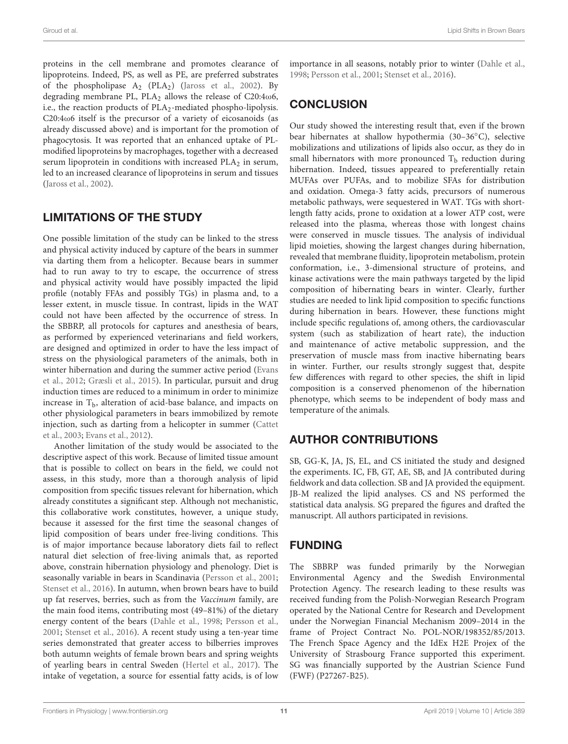proteins in the cell membrane and promotes clearance of lipoproteins. Indeed, PS, as well as PE, are preferred substrates of the phospholipase $A_2$ ($PLA_2$) (Jaross et al., 2002). By degrading membrane PL, $PLA_2$ allows the release of C20:4ω6, i.e., the reaction products of $PLA_2$-mediated phospho-lipolysis. C20:4ω6 itself is the precursor of a variety of eicosanoids (as already discussed above) and is important for the promotion of phagocytosis. It was reported that an enhanced uptake of PL-modified lipoproteins by macrophages, together with a decreased serum lipoprotein in conditions with increased $PLA_2$ in serum, led to an increased clearance of lipoproteins in serum and tissues (Jaross et al., 2002).

## LIMITATIONS OF THE STUDY

One possible limitation of the study can be linked to the stress and physical activity induced by capture of the bears in summer via darting them from a helicopter. Because bears in summer had to run away to try to escape, the occurrence of stress and physical activity would have possibly impacted the lipid profile (notably FFAs and possibly TGs) in plasma and, to a lesser extent, in muscle tissue. In contrast, lipids in the WAT could not have been affected by the occurrence of stress. In the SBBRP, all protocols for captures and anesthesia of bears, as performed by experienced veterinarians and field workers, are designed and optimized in order to have the less impact of stress on the physiological parameters of the animals, both in winter hibernation and during the summer active period (Evans et al., 2012; Græsli et al., 2015). In particular, pursuit and drug induction times are reduced to a minimum in order to minimize increase in $T_b$, alteration of acid-base balance, and impacts on other physiological parameters in bears immobilized by remote injection, such as darting from a helicopter in summer (Cattet et al., 2003; Evans et al., 2012).

Another limitation of the study would be associated to the descriptive aspect of this work. Because of limited tissue amount that is possible to collect on bears in the field, we could not assess, in this study, more than a thorough analysis of lipid composition from specific tissues relevant for hibernation, which already constitutes a significant step. Although not mechanistic, this collaborative work constitutes, however, a unique study, because it assessed for the first time the seasonal changes of lipid composition of bears under free-living conditions. This is of major importance because laboratory diets fail to reflect natural diet selection of free-living animals that, as reported above, constrain hibernation physiology and phenology. Diet is seasonally variable in bears in Scandinavia (Persson et al., 2001; Stenset et al., 2016). In autumn, when brown bears have to build up fat reserves, berries, such as from the *Vaccinum* family, are the main food items, contributing most (49–81%) of the dietary energy content of the bears (Dahle et al., 1998; Persson et al., 2001; Stenset et al., 2016). A recent study using a ten-year time series demonstrated that greater access to bilberries improves both autumn weights of female brown bears and spring weights of yearling bears in central Sweden (Hertel et al., 2017). The intake of vegetation, a source for essential fatty acids, is of low importance in all seasons, notably prior to winter (Dahle et al., 1998; Persson et al., 2001; Stenset et al., 2016).

## CONCLUSION

Our study showed the interesting result that, even if the brown bear hibernates at shallow hypothermia (30–36°C), selective mobilizations and utilizations of lipids also occur, as they do in small hibernators with more pronounced $T_b$ reduction during hibernation. Indeed, tissues appeared to preferentially retain MUFAs over PUFAs, and to mobilize SFAs for distribution and oxidation. Omega-3 fatty acids, precursors of numerous metabolic pathways, were sequestered in WAT. TGs with short-length fatty acids, prone to oxidation at a lower ATP cost, were released into the plasma, whereas those with longest chains were conserved in muscle tissues. The analysis of individual lipid moieties, showing the largest changes during hibernation, revealed that membrane fluidity, lipoprotein metabolism, protein conformation, i.e., 3-dimensional structure of proteins, and kinase activations were the main pathways targeted by the lipid composition of hibernating bears in winter. Clearly, further studies are needed to link lipid composition to specific functions during hibernation in bears. However, these functions might include specific regulations of, among others, the cardiovascular system (such as stabilization of heart rate), the induction and maintenance of active metabolic suppression, and the preservation of muscle mass from inactive hibernating bears in winter. Further, our results strongly suggest that, despite few differences with regard to other species, the shift in lipid composition is a conserved phenomenon of the hibernation phenotype, which seems to be independent of body mass and temperature of the animals.

## AUTHOR CONTRIBUTIONS

SB, GG-K, JA, JS, EL, and CS initiated the study and designed the experiments. IC, FB, GT, AE, SB, and JA contributed during fieldwork and data collection. SB and JA provided the equipment. JB-M realized the lipid analyses. CS and NS performed the statistical data analysis. SG prepared the figures and drafted the manuscript. All authors participated in revisions.

## FUNDING

The SBBRP was funded primarily by the Norwegian Environmental Agency and the Swedish Environmental Protection Agency. The research leading to these results was received funding from the Polish-Norwegian Research Program operated by the National Centre for Research and Development under the Norwegian Financial Mechanism 2009–2014 in the frame of Project Contract No. POL-NOR/198352/85/2013. The French Space Agency and the IdEx H2E Projex of the University of Strasbourg France supported this experiment. SG was financially supported by the Austrian Science Fund (FWF) (P27267-B25).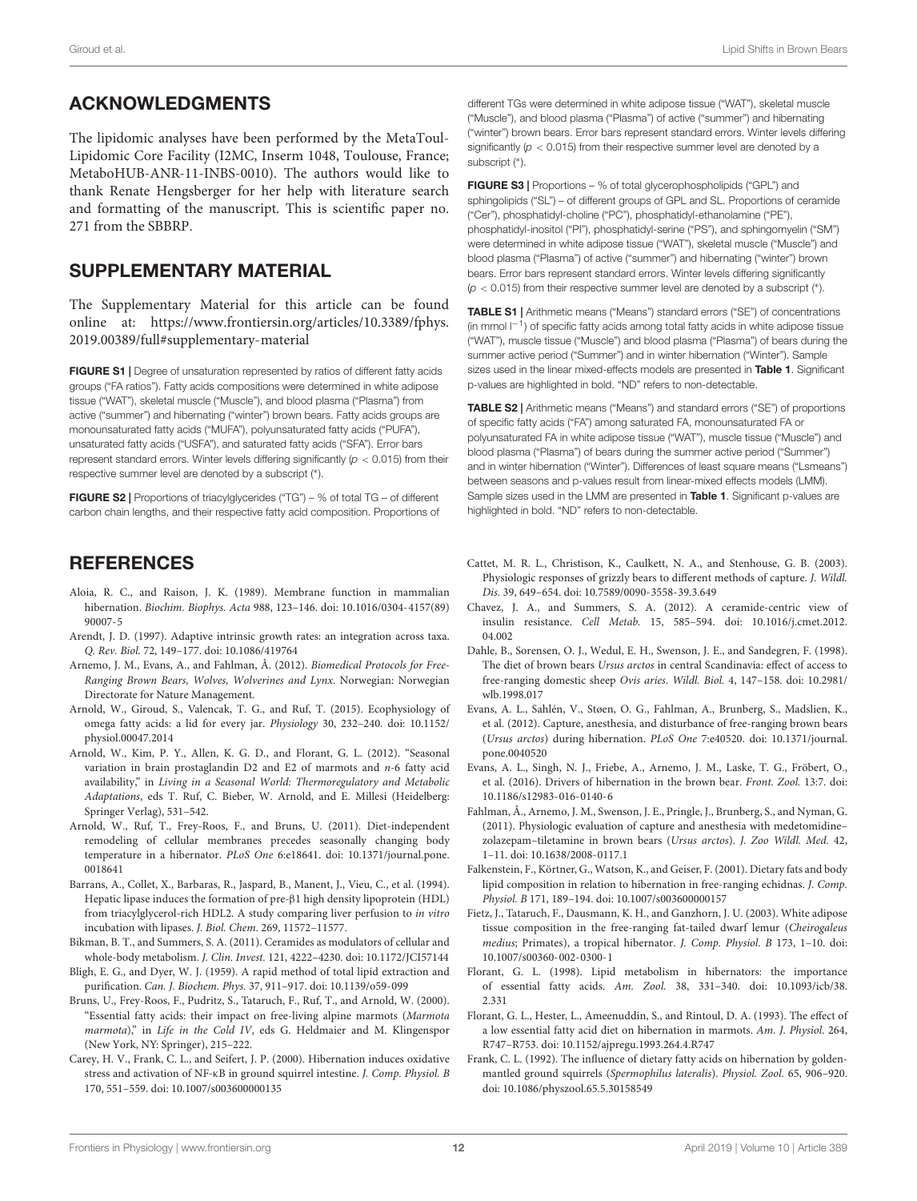## ACKNOWLEDGMENTS

The lipidomic analyses have been performed by the MetaToul-Lipidomic Core Facility (I2MC, Inserm 1048, Toulouse, France; MetaboHUB-ANR-11-INBS-0010). The authors would like to thank Renate Hengsberger for her help with literature search and formatting of the manuscript. This is scientific paper no. 271 from the SBBRP.

## SUPPLEMENTARY MATERIAL

The Supplementary Material for this article can be found online at: https://www.frontiersin.org/articles/10.3389/fphys.2019.00389/full#supplementary-material

**FIGURE S1 |** Degree of unsaturation represented by ratios of different fatty acids groups ("FA ratios"). Fatty acids compositions were determined in white adipose tissue ("WAT"), skeletal muscle ("Muscle"), and blood plasma ("Plasma") from active ("summer") and hibernating ("winter") brown bears. Fatty acids groups are monounsaturated fatty acids ("MUFA"), polyunsaturated fatty acids ("PUFA"), unsaturated fatty acids ("USFA"), and saturated fatty acids ("SFA"). Error bars represent standard errors. Winter levels differing significantly ($p < 0.015$) from their respective summer level are denoted by a subscript (*).

**FIGURE S2 |** Proportions of triacylglycerides ("TG") – % of total TG – of different carbon chain lengths, and their respective fatty acid composition. Proportions of different TGs were determined in white adipose tissue ("WAT"), skeletal muscle ("Muscle"), and blood plasma ("Plasma") of active ("summer") and hibernating ("winter") brown bears. Error bars represent standard errors. Winter levels differing significantly ($p < 0.015$) from their respective summer level are denoted by a subscript (*).

**FIGURE S3 |** Proportions – % of total glycerophospholipids ("GPL") and sphingolipids ("SL") – of different groups of GPL and SL. Proportions of ceramide ("Cer"), phosphatidyl-choline ("PC"), phosphatidyl-ethanolamine ("PE"), phosphatidyl-inositol ("PI"), phosphatidyl-serine ("PS"), and sphingomyelin ("SM") were determined in white adipose tissue ("WAT"), skeletal muscle ("Muscle") and blood plasma ("Plasma") of active ("summer") and hibernating ("winter") brown bears. Error bars represent standard errors. Winter levels differing significantly ($p < 0.015$) from their respective summer level are denoted by a subscript (*).

**TABLE S1 |** Arithmetic means ("Means") standard errors ("SE") of concentrations (in mmol $l^{-1}$) of specific fatty acids among total fatty acids in white adipose tissue ("WAT"), muscle tissue ("Muscle") and blood plasma ("Plasma") of bears during the summer active period ("Summer") and in winter hibernation ("Winter"). Sample sizes used in the linear mixed-effects models are presented in **Table 1**. Significant p-values are highlighted in bold. "ND" refers to non-detectable.

**TABLE S2 |** Arithmetic means ("Means") and standard errors ("SE") of proportions of specific fatty acids ("FA") among saturated FA, monounsaturated FA or polyunsaturated FA in white adipose tissue ("WAT"), muscle tissue ("Muscle") and blood plasma ("Plasma") of bears during the summer active period ("Summer") and in winter hibernation ("Winter"). Differences of least square means ("Lsmeans") between seasons and p-values result from linear-mixed effects models (LMM). Sample sizes used in the LMM are presented in **Table 1**. Significant p-values are highlighted in bold. "ND" refers to non-detectable.

## REFERENCES

Aloia, R. C., and Raison, J. K. (1989). Membrane function in mammalian hibernation. *Biochim. Biophys. Acta* 988, 123–146. doi: 10.1016/0304-4157(89)90007-5

Arendt, J. D. (1997). Adaptive intrinsic growth rates: an integration across taxa. *Q. Rev. Biol.* 72, 149–177. doi: 10.1086/419764

Arnemo, J. M., Evans, A., and Fahlman, Å. (2012). *Biomedical Protocols for Free-Ranging Brown Bears, Wolves, Wolverines and Lynx*. Norwegian: Norwegian Directorate for Nature Management.

Arnold, W., Giroud, S., Valencak, T. G., and Ruf, T. (2015). Ecophysiology of omega fatty acids: a lid for every jar. *Physiology* 30, 232–240. doi: 10.1152/physiol.00047.2014

Arnold, W., Kim, P. Y., Allen, K. G. D., and Florant, G. L. (2012). "Seasonal variation in brain prostaglandin D2 and E2 of marmots and *n*-6 fatty acid availability," in *Living in a Seasonal World: Thermoregulatory and Metabolic Adaptations*, eds T. Ruf, C. Bieber, W. Arnold, and E. Millesi (Heidelberg: Springer Verlag), 531–542.

Arnold, W., Ruf, T., Frey-Roos, F., and Bruns, U. (2011). Diet-independent remodeling of cellular membranes precedes seasonally changing body temperature in a hibernator. *PLoS One* 6:e18641. doi: 10.1371/journal.pone.0018641

Barrans, A., Collet, X., Barbaras, R., Jaspard, B., Manent, J., Vieu, C., et al. (1994). Hepatic lipase induces the formation of pre-β1 high density lipoprotein (HDL) from triacylglycerol-rich HDL2. A study comparing liver perfusion to *in vitro* incubation with lipases. *J. Biol. Chem.* 269, 11572–11577.

Bikman, B. T., and Summers, S. A. (2011). Ceramides as modulators of cellular and whole-body metabolism. *J. Clin. Invest.* 121, 4222–4230. doi: 10.1172/JCI57144

Bligh, E. G., and Dyer, W. J. (1959). A rapid method of total lipid extraction and purification. *Can. J. Biochem. Phys.* 37, 911–917. doi: 10.1139/o59-099

Bruns, U., Frey-Roos, F., Pudritz, S., Tataruch, F., Ruf, T., and Arnold, W. (2000). "Essential fatty acids: their impact on free-living alpine marmots (*Marmota marmota*)," in *Life in the Cold IV*, eds G. Heldmaier and M. Klingenspor (New York, NY: Springer), 215–222.

Carey, H. V., Frank, C. L., and Seifert, J. P. (2000). Hibernation induces oxidative stress and activation of NF-κB in ground squirrel intestine. *J. Comp. Physiol. B* 170, 551–559. doi: 10.1007/s003600000135

Cattet, M. R. L., Christison, K., Caulkett, N. A., and Stenhouse, G. B. (2003). Physiologic responses of grizzly bears to different methods of capture. *J. Wildl. Dis.* 39, 649–654. doi: 10.7589/0090-3558-39.3.649

Chavez, J. A., and Summers, S. A. (2012). A ceramide-centric view of insulin resistance. *Cell Metab.* 15, 585–594. doi: 10.1016/j.cmet.2012.04.002

Dahle, B., Sorensen, O. J., Wedul, E. H., Swenson, J. E., and Sandegren, F. (1998). The diet of brown bears *Ursus arctos* in central Scandinavia: effect of access to free-ranging domestic sheep *Ovis aries*. *Wildl. Biol.* 4, 147–158. doi: 10.2981/wlb.1998.017

Evans, A. L., Sahlén, V., Støen, O. G., Fahlman, A., Brunberg, S., Madslien, K., et al. (2012). Capture, anesthesia, and disturbance of free-ranging brown bears (*Ursus arctos*) during hibernation. *PLoS One* 7:e40520. doi: 10.1371/journal.pone.0040520

Evans, A. L., Singh, N. J., Friebe, A., Arnemo, J. M., Laske, T. G., Fröbert, O., et al. (2016). Drivers of hibernation in the brown bear. *Front. Zool.* 13:7. doi: 10.1186/s12983-016-0140-6

Fahlman, Å., Arnemo, J. M., Swenson, J. E., Pringle, J., Brunberg, S., and Nyman, G. (2011). Physiologic evaluation of capture and anesthesia with medetomidine–zolazepam–tiletamine in brown bears (*Ursus arctos*). *J. Zoo Wildl. Med.* 42, 1–11. doi: 10.1638/2008-0117.1

Falkenstein, F., Körtner, G., Watson, K., and Geiser, F. (2001). Dietary fats and body lipid composition in relation to hibernation in free-ranging echidnas. *J. Comp. Physiol. B* 171, 189–194. doi: 10.1007/s003600000157

Fietz, J., Tataruch, F., Dausmann, K. H., and Ganzhorn, J. U. (2003). White adipose tissue composition in the free-ranging fat-tailed dwarf lemur (*Cheirogaleus medius*; Primates), a tropical hibernator. *J. Comp. Physiol. B* 173, 1–10. doi: 10.1007/s00360-002-0300-1

Florant, G. L. (1998). Lipid metabolism in hibernators: the importance of essential fatty acids. *Am. Zool.* 38, 331–340. doi: 10.1093/icb/38.2.331

Florant, G. L., Hester, L., Ameenuddin, S., and Rintoul, D. A. (1993). The effect of a low essential fatty acid diet on hibernation in marmots. *Am. J. Physiol.* 264, R747–R753. doi: 10.1152/ajpregu.1993.264.4.R747

Frank, C. L. (1992). The influence of dietary fatty acids on hibernation by golden-mantled ground squirrels (*Spermophilus lateralis*). *Physiol. Zool.* 65, 906–920. doi: 10.1086/physzool.65.5.30158549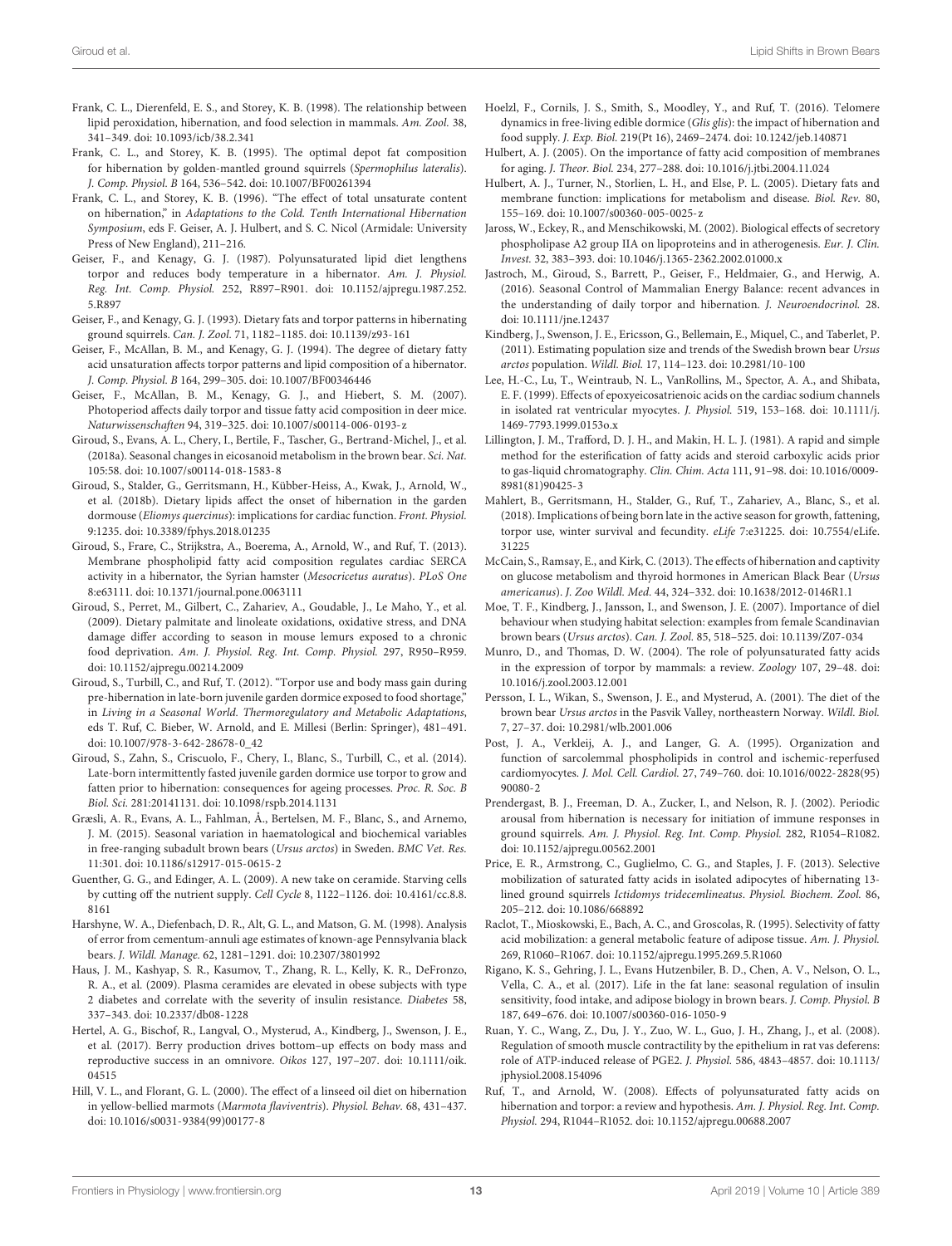Frank, C. L., Dierenfeld, E. S., and Storey, K. B. (1998). The relationship between lipid peroxidation, hibernation, and food selection in mammals. *Am. Zool.* 38, 341–349. doi: 10.1093/icb/38.2.341

Frank, C. L., and Storey, K. B. (1995). The optimal depot fat composition for hibernation by golden-mantled ground squirrels (*Spermophilus lateralis*). *J. Comp. Physiol. B* 164, 536–542. doi: 10.1007/BF00261394

Frank, C. L., and Storey, K. B. (1996). "The effect of total unsaturate content on hibernation," in *Adaptations to the Cold. Tenth International Hibernation Symposium*, eds F. Geiser, A. J. Hulbert, and S. C. Nicol (Armidale: University Press of New England), 211–216.

Geiser, F., and Kenagy, G. J. (1987). Polyunsaturated lipid diet lengthens torpor and reduces body temperature in a hibernator. *Am. J. Physiol. Reg. Int. Comp. Physiol.* 252, R897–R901. doi: 10.1152/ajpregu.1987.252.5.R897

Geiser, F., and Kenagy, G. J. (1993). Dietary fats and torpor patterns in hibernating ground squirrels. *Can. J. Zool.* 71, 1182–1185. doi: 10.1139/z93-161

Geiser, F., McAllan, B. M., and Kenagy, G. J. (1994). The degree of dietary fatty acid unsaturation affects torpor patterns and lipid composition of a hibernator. *J. Comp. Physiol. B* 164, 299–305. doi: 10.1007/BF00346446

Geiser, F., McAllan, B. M., Kenagy, G. J., and Hiebert, S. M. (2007). Photoperiod affects daily torpor and tissue fatty acid composition in deer mice. *Naturwissenschaften* 94, 319–325. doi: 10.1007/s00114-006-0193-z

Giroud, S., Evans, A. L., Chery, I., Bertile, F., Tascher, G., Bertrand-Michel, J., et al. (2018a). Seasonal changes in eicosanoid metabolism in the brown bear. *Sci. Nat.* 105:58. doi: 10.1007/s00114-018-1583-8

Giroud, S., Stalder, G., Gerritsmann, H., Kübber-Heiss, A., Kwak, J., Arnold, W., et al. (2018b). Dietary lipids affect the onset of hibernation in the garden dormouse (*Eliomys quercinus*): implications for cardiac function. *Front. Physiol.* 9:1235. doi: 10.3389/fphys.2018.01235

Giroud, S., Frare, C., Strijkstra, A., Boerema, A., Arnold, W., and Ruf, T. (2013). Membrane phospholipid fatty acid composition regulates cardiac SERCA activity in a hibernator, the Syrian hamster (*Mesocricetus auratus*). *PLoS One* 8:e63111. doi: 10.1371/journal.pone.0063111

Giroud, S., Perret, M., Gilbert, C., Zahariev, A., Goudable, J., Le Maho, Y., et al. (2009). Dietary palmitate and linoleate oxidations, oxidative stress, and DNA damage differ according to season in mouse lemurs exposed to a chronic food deprivation. *Am. J. Physiol. Reg. Int. Comp. Physiol.* 297, R950–R959. doi: 10.1152/ajpregu.00214.2009

Giroud, S., Turbill, C., and Ruf, T. (2012). "Torpor use and body mass gain during pre-hibernation in late-born juvenile garden dormice exposed to food shortage," in *Living in a Seasonal World. Thermoregulatory and Metabolic Adaptations*, eds T. Ruf, C. Bieber, W. Arnold, and E. Millesi (Berlin: Springer), 481–491. doi: 10.1007/978-3-642-28678-0_42

Giroud, S., Zahn, S., Criscuolo, F., Chery, I., Blanc, S., Turbill, C., et al. (2014). Late-born intermittently fasted juvenile garden dormice use torpor to grow and fatten prior to hibernation: consequences for ageing processes. *Proc. R. Soc. B Biol. Sci.* 281:20141131. doi: 10.1098/rspb.2014.1131

Græsli, A. R., Evans, A. L., Fahlman, Å., Bertelsen, M. F., Blanc, S., and Arnemo, J. M. (2015). Seasonal variation in haematological and biochemical variables in free-ranging subadult brown bears (*Ursus arctos*) in Sweden. *BMC Vet. Res.* 11:301. doi: 10.1186/s12917-015-0615-2

Guenther, G. G., and Edinger, A. L. (2009). A new take on ceramide. Starving cells by cutting off the nutrient supply. *Cell Cycle* 8, 1122–1126. doi: 10.4161/cc.8.8.8161

Harshyne, W. A., Diefenbach, D. R., Alt, G. L., and Matson, G. M. (1998). Analysis of error from cementum-annuli age estimates of known-age Pennsylvania black bears. *J. Wildl. Manage.* 62, 1281–1291. doi: 10.2307/3801992

Haus, J. M., Kashyap, S. R., Kasumov, T., Zhang, R. L., Kelly, K. R., DeFronzo, R. A., et al. (2009). Plasma ceramides are elevated in obese subjects with type 2 diabetes and correlate with the severity of insulin resistance. *Diabetes* 58, 337–343. doi: 10.2337/db08-1228

Hertel, A. G., Bischof, R., Langval, O., Mysterud, A., Kindberg, J., Swenson, J. E., et al. (2017). Berry production drives bottom–up effects on body mass and reproductive success in an omnivore. *Oikos* 127, 197–207. doi: 10.1111/oik.04515

Hill, V. L., and Florant, G. L. (2000). The effect of a linseed oil diet on hibernation in yellow-bellied marmots (*Marmota flaviventris*). *Physiol. Behav.* 68, 431–437. doi: 10.1016/s0031-9384(99)00177-8

Hoelzl, F., Cornils, J. S., Smith, S., Moodley, Y., and Ruf, T. (2016). Telomere dynamics in free-living edible dormice (*Glis glis*): the impact of hibernation and food supply. *J. Exp. Biol.* 219(Pt 16), 2469–2474. doi: 10.1242/jeb.140871

Hulbert, A. J. (2005). On the importance of fatty acid composition of membranes for aging. *J. Theor. Biol.* 234, 277–288. doi: 10.1016/j.jtbi.2004.11.024

Hulbert, A. J., Turner, N., Storlien, L. H., and Else, P. L. (2005). Dietary fats and membrane function: implications for metabolism and disease. *Biol. Rev.* 80, 155–169. doi: 10.1007/s00360-005-0025-z

Jaross, W., Eckey, R., and Menschikowski, M. (2002). Biological effects of secretory phospholipase A2 group IIA on lipoproteins and in atherogenesis. *Eur. J. Clin. Invest.* 32, 383–393. doi: 10.1046/j.1365-2362.2002.01000.x

Jastroch, M., Giroud, S., Barrett, P., Geiser, F., Heldmaier, G., and Herwig, A. (2016). Seasonal Control of Mammalian Energy Balance: recent advances in the understanding of daily torpor and hibernation. *J. Neuroendocrinol.* 28. doi: 10.1111/jne.12437

Kindberg, J., Swenson, J. E., Ericsson, G., Bellemain, E., Miquel, C., and Taberlet, P. (2011). Estimating population size and trends of the Swedish brown bear *Ursus arctos* population. *Wildl. Biol.* 17, 114–123. doi: 10.2981/10-100

Lee, H.-C., Lu, T., Weintraub, N. L., VanRollins, M., Spector, A. A., and Shibata, E. F. (1999). Effects of epoxyeicosatrienoic acids on the cardiac sodium channels in isolated rat ventricular myocytes. *J. Physiol.* 519, 153–168. doi: 10.1111/j.1469-7793.1999.0153o.x

Lillington, J. M., Trafford, D. J. H., and Makin, H. L. J. (1981). A rapid and simple method for the esterification of fatty acids and steroid carboxylic acids prior to gas-liquid chromatography. *Clin. Chim. Acta* 111, 91–98. doi: 10.1016/0009-8981(81)90425-3

Mahlert, B., Gerritsmann, H., Stalder, G., Ruf, T., Zahariev, A., Blanc, S., et al. (2018). Implications of being born late in the active season for growth, fattening, torpor use, winter survival and fecundity. *eLife* 7:e31225. doi: 10.7554/eLife.31225

McCain, S., Ramsay, E., and Kirk, C. (2013). The effects of hibernation and captivity on glucose metabolism and thyroid hormones in American Black Bear (*Ursus americanus*). *J. Zoo Wildl. Med.* 44, 324–332. doi: 10.1638/2012-0146R1.1

Moe, T. F., Kindberg, J., Jansson, I., and Swenson, J. E. (2007). Importance of diel behaviour when studying habitat selection: examples from female Scandinavian brown bears (*Ursus arctos*). *Can. J. Zool.* 85, 518–525. doi: 10.1139/Z07-034

Munro, D., and Thomas, D. W. (2004). The role of polyunsaturated fatty acids in the expression of torpor by mammals: a review. *Zoology* 107, 29–48. doi: 10.1016/j.zool.2003.12.001

Persson, I. L., Wikan, S., Swenson, J. E., and Mysterud, A. (2001). The diet of the brown bear *Ursus arctos* in the Pasvik Valley, northeastern Norway. *Wildl. Biol.* 7, 27–37. doi: 10.2981/wlb.2001.006

Post, J. A., Verkleij, A. J., and Langer, G. A. (1995). Organization and function of sarcolemmal phospholipids in control and ischemic-reperfused cardiomyocytes. *J. Mol. Cell. Cardiol.* 27, 749–760. doi: 10.1016/0022-2828(95)90080-2

Prendergast, B. J., Freeman, D. A., Zucker, I., and Nelson, R. J. (2002). Periodic arousal from hibernation is necessary for initiation of immune responses in ground squirrels. *Am. J. Physiol. Reg. Int. Comp. Physiol.* 282, R1054–R1082. doi: 10.1152/ajpregu.00562.2001

Price, E. R., Armstrong, C., Guglielmo, C. G., and Staples, J. F. (2013). Selective mobilization of saturated fatty acids in isolated adipocytes of hibernating 13-lined ground squirrels *Ictidomys tridecemlineatus*. *Physiol. Biochem. Zool.* 86, 205–212. doi: 10.1086/668892

Raclot, T., Mioskowski, E., Bach, A. C., and Groscolas, R. (1995). Selectivity of fatty acid mobilization: a general metabolic feature of adipose tissue. *Am. J. Physiol.* 269, R1060–R1067. doi: 10.1152/ajpregu.1995.269.5.R1060

Rigano, K. S., Gehring, J. L., Evans Hutzenbiler, B. D., Chen, A. V., Nelson, O. L., Vella, C. A., et al. (2017). Life in the fat lane: seasonal regulation of insulin sensitivity, food intake, and adipose biology in brown bears. *J. Comp. Physiol. B* 187, 649–676. doi: 10.1007/s00360-016-1050-9

Ruan, Y. C., Wang, Z., Du, J. Y., Zuo, W. L., Guo, J. H., Zhang, J., et al. (2008). Regulation of smooth muscle contractility by the epithelium in rat vas deferens: role of ATP-induced release of PGE2. *J. Physiol.* 586, 4843–4857. doi: 10.1113/jphysiol.2008.154096

Ruf, T., and Arnold, W. (2008). Effects of polyunsaturated fatty acids on hibernation and torpor: a review and hypothesis. *Am. J. Physiol. Reg. Int. Comp. Physiol.* 294, R1044–R1052. doi: 10.1152/ajpregu.00688.2007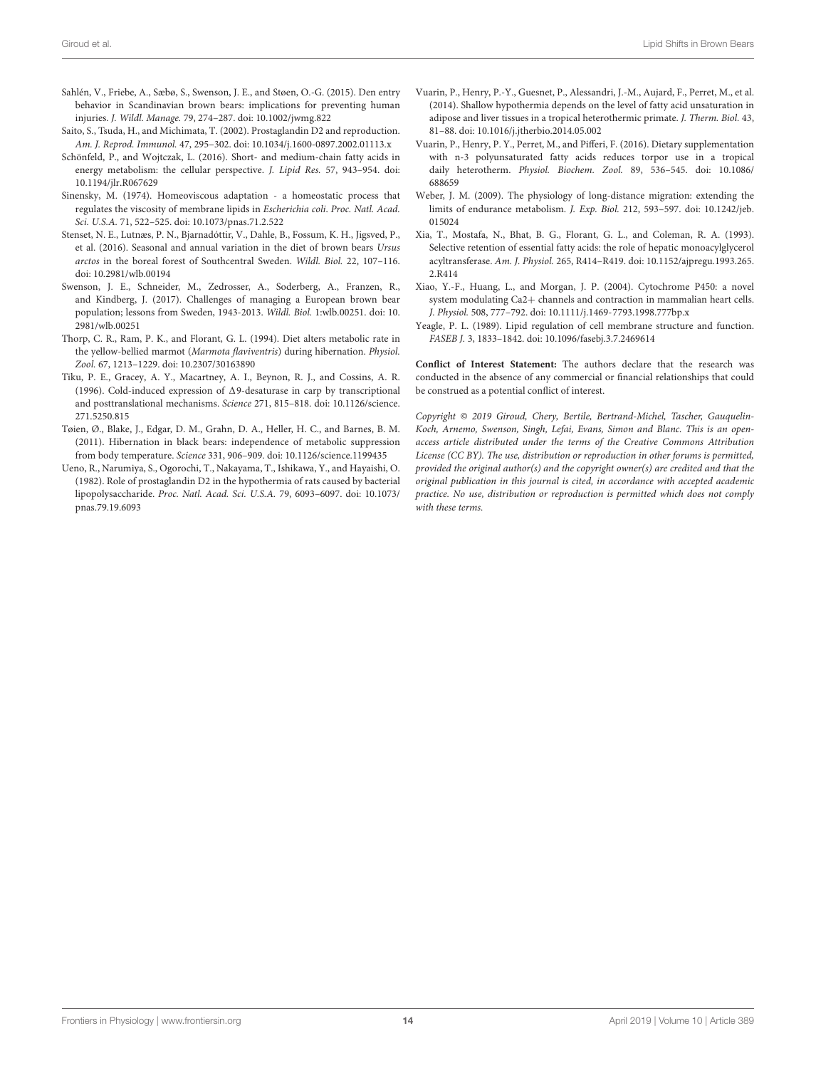Sahlén, V., Friebe, A., Sæbø, S., Swenson, J. E., and Støen, O.-G. (2015). Den entry behavior in Scandinavian brown bears: implications for preventing human injuries. *J. Wildl. Manage.* 79, 274–287. doi: 10.1002/jwmg.822

Saito, S., Tsuda, H., and Michimata, T. (2002). Prostaglandin D2 and reproduction. *Am. J. Reprod. Immunol.* 47, 295–302. doi: 10.1034/j.1600-0897.2002.01113.x

Schönfeld, P., and Wojtczak, L. (2016). Short- and medium-chain fatty acids in energy metabolism: the cellular perspective. *J. Lipid Res.* 57, 943–954. doi: 10.1194/jlr.R067629

Sinensky, M. (1974). Homeoviscous adaptation - a homeostatic process that regulates the viscosity of membrane lipids in *Escherichia coli*. *Proc. Natl. Acad. Sci. U.S.A.* 71, 522–525. doi: 10.1073/pnas.71.2.522

Stenset, N. E., Lutnæs, P. N., Bjarnadóttir, V., Dahle, B., Fossum, K. H., Jigsved, P., et al. (2016). Seasonal and annual variation in the diet of brown bears *Ursus arctos* in the boreal forest of Southcentral Sweden. *Wildl. Biol.* 22, 107–116. doi: 10.2981/wlb.00194

Swenson, J. E., Schneider, M., Zedrosser, A., Soderberg, A., Franzen, R., and Kindberg, J. (2017). Challenges of managing a European brown bear population; lessons from Sweden, 1943-2013. *Wildl. Biol.* 1:wlb.00251. doi: 10.2981/wlb.00251

Thorp, C. R., Ram, P. K., and Florant, G. L. (1994). Diet alters metabolic rate in the yellow-bellied marmot (*Marmota flaviventris*) during hibernation. *Physiol. Zool.* 67, 1213–1229. doi: 10.2307/30163890

Tiku, P. E., Gracey, A. Y., Macartney, A. I., Beynon, R. J., and Cossins, A. R. (1996). Cold-induced expression of Δ9-desaturase in carp by transcriptional and posttranslational mechanisms. *Science* 271, 815–818. doi: 10.1126/science.271.5250.815

Tøien, Ø., Blake, J., Edgar, D. M., Grahn, D. A., Heller, H. C., and Barnes, B. M. (2011). Hibernation in black bears: independence of metabolic suppression from body temperature. *Science* 331, 906–909. doi: 10.1126/science.1199435

Ueno, R., Narumiya, S., Ogorochi, T., Nakayama, T., Ishikawa, Y., and Hayaishi, O. (1982). Role of prostaglandin D2 in the hypothermia of rats caused by bacterial lipopolysaccharide. *Proc. Natl. Acad. Sci. U.S.A.* 79, 6093–6097. doi: 10.1073/pnas.79.19.6093

Vuarin, P., Henry, P.-Y., Guesnet, P., Alessandri, J.-M., Aujard, F., Perret, M., et al. (2014). Shallow hypothermia depends on the level of fatty acid unsaturation in adipose and liver tissues in a tropical heterothermic primate. *J. Therm. Biol.* 43, 81–88. doi: 10.1016/j.jtherbio.2014.05.002

Vuarin, P., Henry, P. Y., Perret, M., and Pifferi, F. (2016). Dietary supplementation with n-3 polyunsaturated fatty acids reduces torpor use in a tropical daily heterotherm. *Physiol. Biochem. Zool.* 89, 536–545. doi: 10.1086/688659

Weber, J. M. (2009). The physiology of long-distance migration: extending the limits of endurance metabolism. *J. Exp. Biol.* 212, 593–597. doi: 10.1242/jeb.015024

Xia, T., Mostafa, N., Bhat, B. G., Florant, G. L., and Coleman, R. A. (1993). Selective retention of essential fatty acids: the role of hepatic monoacylglycerol acyltransferase. *Am. J. Physiol.* 265, R414–R419. doi: 10.1152/ajpregu.1993.265.2.R414

Xiao, Y.-F., Huang, L., and Morgan, J. P. (2004). Cytochrome P450: a novel system modulating Ca2+ channels and contraction in mammalian heart cells. *J. Physiol.* 508, 777–792. doi: 10.1111/j.1469-7793.1998.777bp.x

Yeagle, P. L. (1989). Lipid regulation of cell membrane structure and function. *FASEB J.* 3, 1833–1842. doi: 10.1096/fasebj.3.7.2469614

**Conflict of Interest Statement:** The authors declare that the research was conducted in the absence of any commercial or financial relationships that could be construed as a potential conflict of interest.

*Copyright © 2019 Giroud, Chery, Bertile, Bertrand-Michel, Tascher, Gauquelin-Koch, Arnemo, Swenson, Singh, Lefai, Evans, Simon and Blanc. This is an open-access article distributed under the terms of the Creative Commons Attribution License (CC BY). The use, distribution or reproduction in other forums is permitted, provided the original author(s) and the copyright owner(s) are credited and that the original publication in this journal is cited, in accordance with accepted academic practice. No use, distribution or reproduction is permitted which does not comply with these terms.*